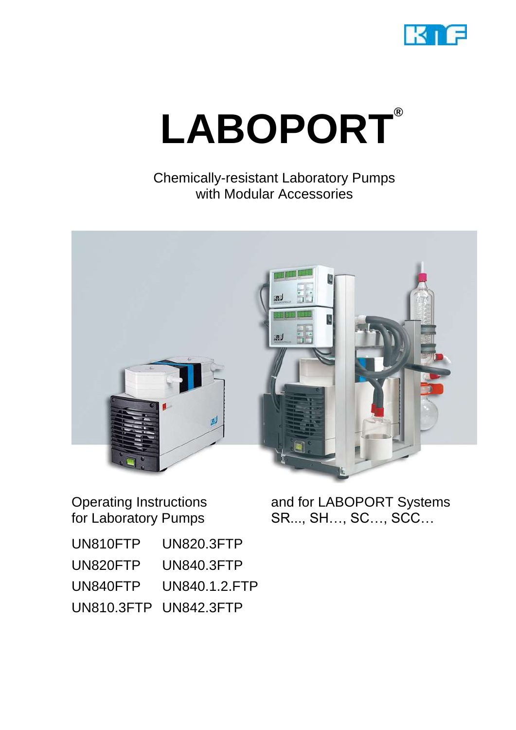# LABOPORT®

Chemically-resistant Laboratory Pumps
with Modular Accessories

Operating Instructions
for Laboratory Pumps

and for LABOPORT Systems
SR..., SH…, SC…, SCC…

UN810FTP UN820.3FTP

UN820FTP UN840.3FTP

UN840FTP UN840.1.2.FTP

UN810.3FTP UN842.3FTP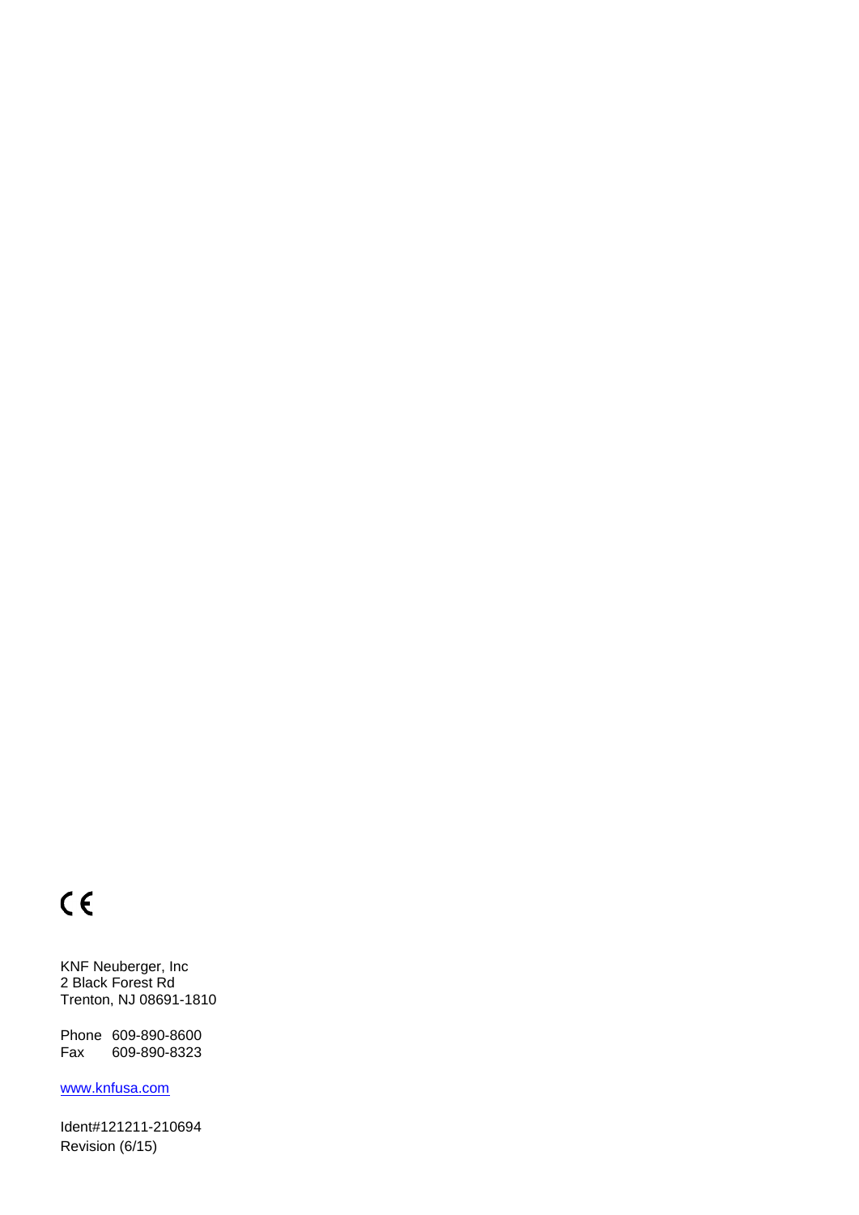CE

KNF Neuberger, Inc
2 Black Forest Rd
Trenton, NJ 08691-1810

Phone 609-890-8600
Fax 609-890-8323

www.knfusa.com

Ident#121211-210694
Revision (6/15)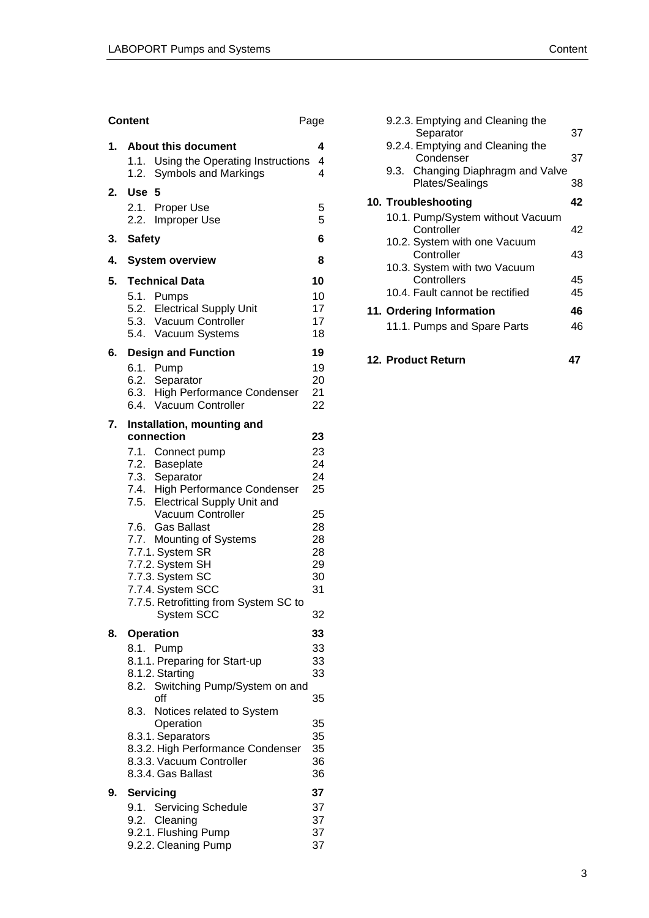# Content

| Content | Page |
| --- | --- |
| **1. About this document** | **4** |
| 1.1. Using the Operating Instructions | 4 |
| 1.2. Symbols and Markings | 4 |
| **2. Use** | **5** |
| 2.1. Proper Use | 5 |
| 2.2. Improper Use | 5 |
| **3. Safety** | **6** |
| **4. System overview** | **8** |
| **5. Technical Data** | **10** |
| 5.1. Pumps | 10 |
| 5.2. Electrical Supply Unit | 17 |
| 5.3. Vacuum Controller | 17 |
| 5.4. Vacuum Systems | 18 |
| **6. Design and Function** | **19** |
| 6.1. Pump | 19 |
| 6.2. Separator | 20 |
| 6.3. High Performance Condenser | 21 |
| 6.4. Vacuum Controller | 22 |
| **7. Installation, mounting and connection** | **23** |
| 7.1. Connect pump | 23 |
| 7.2. Baseplate | 24 |
| 7.3. Separator | 24 |
| 7.4. High Performance Condenser | 25 |
| 7.5. Electrical Supply Unit and Vacuum Controller | 25 |
| 7.6. Gas Ballast | 28 |
| 7.7. Mounting of Systems | 28 |
| 7.7.1. System SR | 28 |
| 7.7.2. System SH | 29 |
| 7.7.3. System SC | 30 |
| 7.7.4. System SCC | 31 |
| 7.7.5. Retrofitting from System SC to System SCC | 32 |
| **8. Operation** | **33** |
| 8.1. Pump | 33 |
| 8.1.1. Preparing for Start-up | 33 |
| 8.1.2. Starting | 33 |
| 8.2. Switching Pump/System on and off | 35 |
| 8.3. Notices related to System Operation | 35 |
| 8.3.1. Separators | 35 |
| 8.3.2. High Performance Condenser | 35 |
| 8.3.3. Vacuum Controller | 36 |
| 8.3.4. Gas Ballast | 36 |
| **9. Servicing** | **37** |
| 9.1. Servicing Schedule | 37 |
| 9.2. Cleaning | 37 |
| 9.2.1. Flushing Pump | 37 |
| 9.2.2. Cleaning Pump | 37 |
| 9.2.3. Emptying and Cleaning the Separator | 37 |
| 9.2.4. Emptying and Cleaning the Condenser | 37 |
| 9.3. Changing Diaphragm and Valve Plates/Sealings | 38 |
| **10. Troubleshooting** | **42** |
| 10.1. Pump/System without Vacuum Controller | 42 |
| 10.2. System with one Vacuum Controller | 43 |
| 10.3. System with two Vacuum Controllers | 45 |
| 10.4. Fault cannot be rectified | 45 |
| **11. Ordering Information** | **46** |
| 11.1. Pumps and Spare Parts | 46 |
| **12. Product Return** | **47** |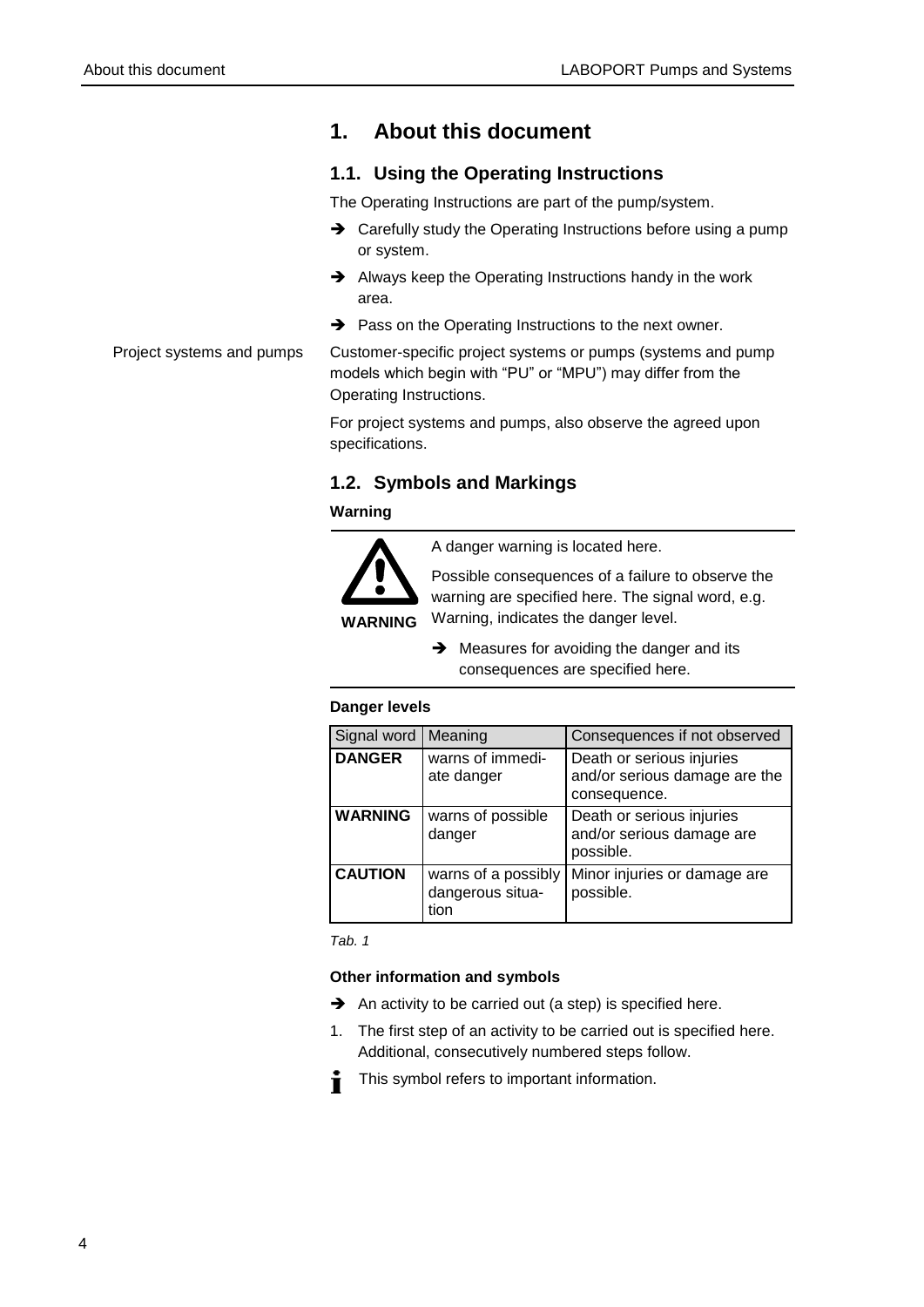# 1. About this document

## 1.1. Using the Operating Instructions

The Operating Instructions are part of the pump/system.

➔ Carefully study the Operating Instructions before using a pump or system.

➔ Always keep the Operating Instructions handy in the work area.

➔ Pass on the Operating Instructions to the next owner.

Project systems and pumps

Customer-specific project systems or pumps (systems and pump models which begin with "PU" or "MPU") may differ from the Operating Instructions.

For project systems and pumps, also observe the agreed upon specifications.

## 1.2. Symbols and Markings

**Warning**

**WARNING**

A danger warning is located here.

Possible consequences of a failure to observe the warning are specified here. The signal word, e.g. Warning, indicates the danger level.

➔ Measures for avoiding the danger and its consequences are specified here.

**Danger levels**

| Signal word | Meaning | Consequences if not observed |
|---|---|---|
| **DANGER** | warns of immediate danger | Death or serious injuries and/or serious damage are the consequence. |
| **WARNING** | warns of possible danger | Death or serious injuries and/or serious damage are possible. |
| **CAUTION** | warns of a possibly dangerous situation | Minor injuries or damage are possible. |

*Tab. 1*

**Other information and symbols**

➔ An activity to be carried out (a step) is specified here.

1. The first step of an activity to be carried out is specified here. Additional, consecutively numbered steps follow.

ℹ This symbol refers to important information.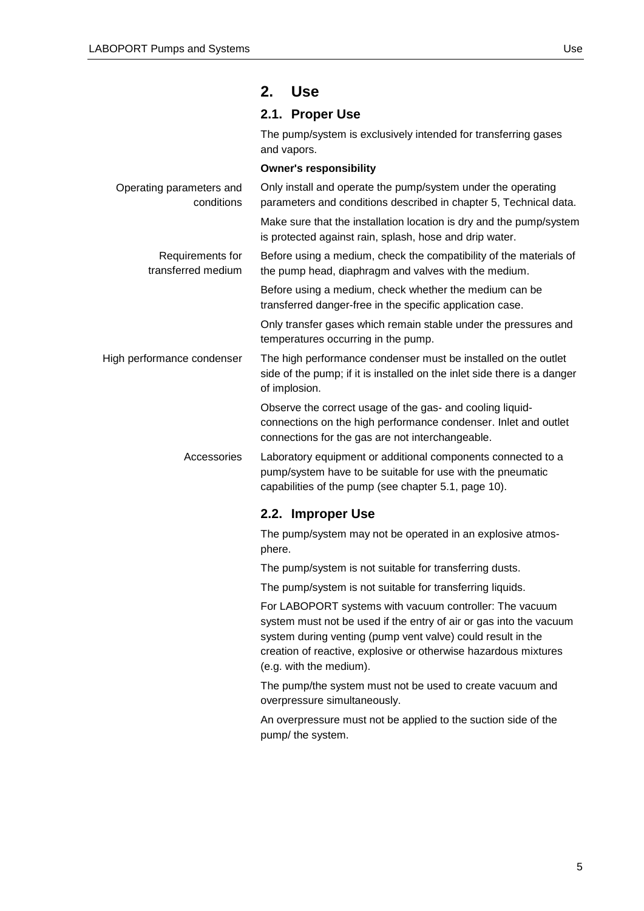# 2. Use

## 2.1. Proper Use

The pump/system is exclusively intended for transferring gases and vapors.

**Owner's responsibility**

Operating parameters and conditions

Only install and operate the pump/system under the operating parameters and conditions described in chapter 5, Technical data.

Make sure that the installation location is dry and the pump/system is protected against rain, splash, hose and drip water.

Requirements for transferred medium

Before using a medium, check the compatibility of the materials of the pump head, diaphragm and valves with the medium.

Before using a medium, check whether the medium can be transferred danger-free in the specific application case.

Only transfer gases which remain stable under the pressures and temperatures occurring in the pump.

High performance condenser

The high performance condenser must be installed on the outlet side of the pump; if it is installed on the inlet side there is a danger of implosion.

Observe the correct usage of the gas- and cooling liquid-connections on the high performance condenser. Inlet and outlet connections for the gas are not interchangeable.

Accessories

Laboratory equipment or additional components connected to a pump/system have to be suitable for use with the pneumatic capabilities of the pump (see chapter 5.1, page 10).

## 2.2. Improper Use

The pump/system may not be operated in an explosive atmosphere.

The pump/system is not suitable for transferring dusts.

The pump/system is not suitable for transferring liquids.

For LABOPORT systems with vacuum controller: The vacuum system must not be used if the entry of air or gas into the vacuum system during venting (pump vent valve) could result in the creation of reactive, explosive or otherwise hazardous mixtures (e.g. with the medium).

The pump/the system must not be used to create vacuum and overpressure simultaneously.

An overpressure must not be applied to the suction side of the pump/ the system.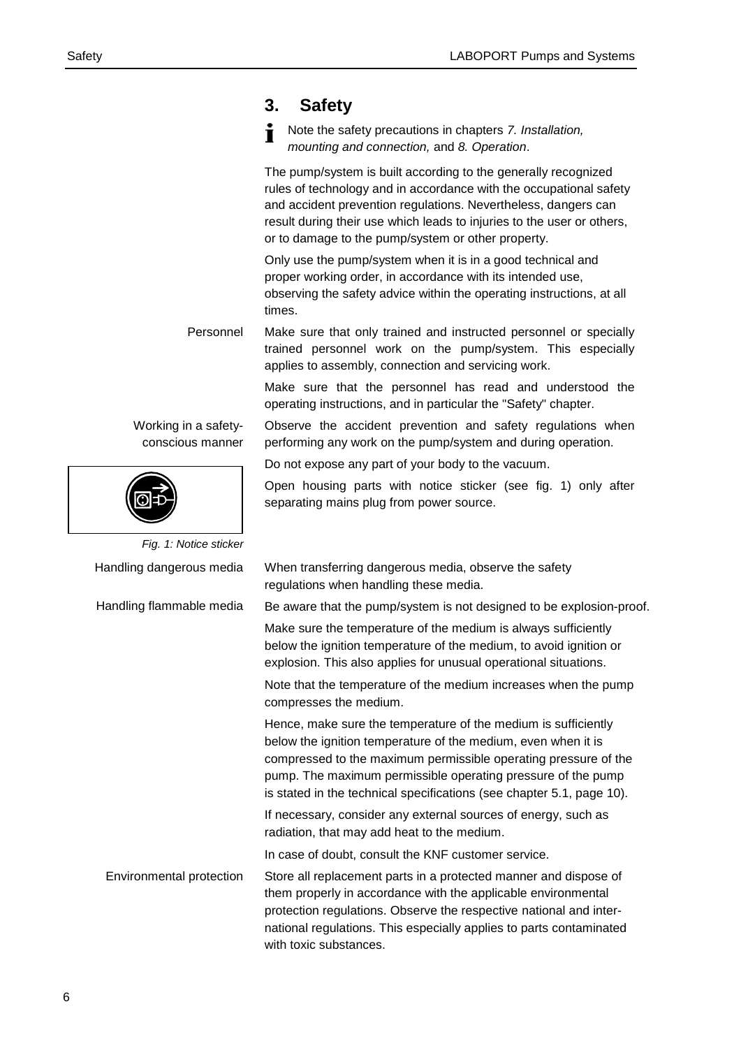# 3. Safety

Note the safety precautions in chapters *7. Installation, mounting and connection,* and *8. Operation*.

The pump/system is built according to the generally recognized rules of technology and in accordance with the occupational safety and accident prevention regulations. Nevertheless, dangers can result during their use which leads to injuries to the user or others, or to damage to the pump/system or other property.

Only use the pump/system when it is in a good technical and proper working order, in accordance with its intended use, observing the safety advice within the operating instructions, at all times.

**Personnel**

Make sure that only trained and instructed personnel or specially trained personnel work on the pump/system. This especially applies to assembly, connection and servicing work.

Make sure that the personnel has read and understood the operating instructions, and in particular the "Safety" chapter.

**Working in a safety-conscious manner**

Observe the accident prevention and safety regulations when performing any work on the pump/system and during operation.

Do not expose any part of your body to the vacuum.

Open housing parts with notice sticker (see fig. 1) only after separating mains plug from power source.

*Fig. 1: Notice sticker*

**Handling dangerous media**

When transferring dangerous media, observe the safety regulations when handling these media.

**Handling flammable media**

Be aware that the pump/system is not designed to be explosion-proof.

Make sure the temperature of the medium is always sufficiently below the ignition temperature of the medium, to avoid ignition or explosion. This also applies for unusual operational situations.

Note that the temperature of the medium increases when the pump compresses the medium.

Hence, make sure the temperature of the medium is sufficiently below the ignition temperature of the medium, even when it is compressed to the maximum permissible operating pressure of the pump. The maximum permissible operating pressure of the pump is stated in the technical specifications (see chapter 5.1, page 10).

If necessary, consider any external sources of energy, such as radiation, that may add heat to the medium.

In case of doubt, consult the KNF customer service.

**Environmental protection**

Store all replacement parts in a protected manner and dispose of them properly in accordance with the applicable environmental protection regulations. Observe the respective national and international regulations. This especially applies to parts contaminated with toxic substances.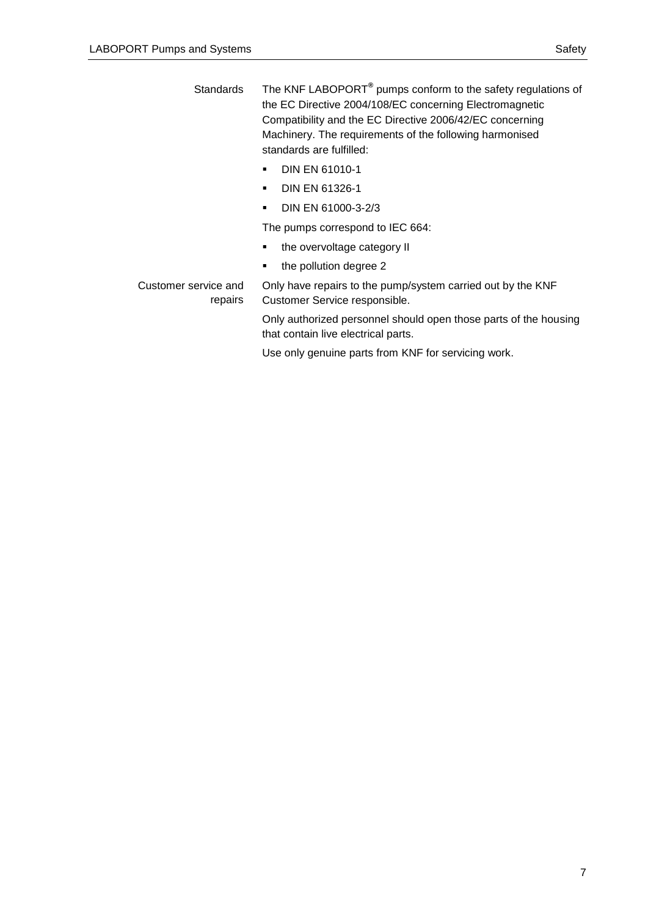**Standards**

The KNF LABOPORT® pumps conform to the safety regulations of the EC Directive 2004/108/EC concerning Electromagnetic Compatibility and the EC Directive 2006/42/EC concerning Machinery. The requirements of the following harmonised standards are fulfilled:

- DIN EN 61010-1
- DIN EN 61326-1
- DIN EN 61000-3-2/3

The pumps correspond to IEC 664:

- the overvoltage category II
- the pollution degree 2

**Customer service and repairs**

Only have repairs to the pump/system carried out by the KNF Customer Service responsible.

Only authorized personnel should open those parts of the housing that contain live electrical parts.

Use only genuine parts from KNF for servicing work.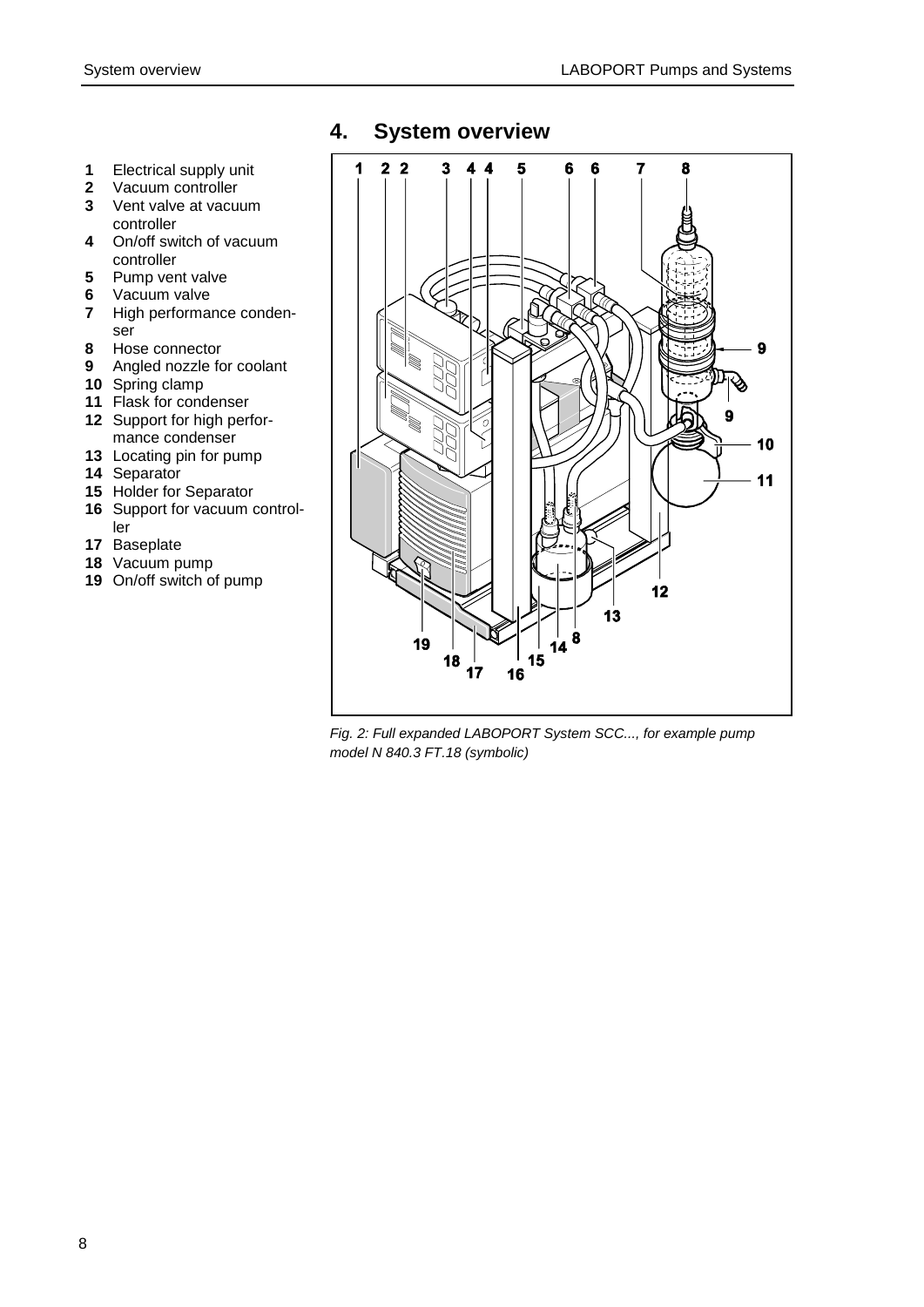# 4. System overview

1 Electrical supply unit
2 Vacuum controller
3 Vent valve at vacuum controller
4 On/off switch of vacuum controller
5 Pump vent valve
6 Vacuum valve
7 High performance condenser
8 Hose connector
9 Angled nozzle for coolant
10 Spring clamp
11 Flask for condenser
12 Support for high performance condenser
13 Locating pin for pump
14 Separator
15 Holder for Separator
16 Support for vacuum controller
17 Baseplate
18 Vacuum pump
19 On/off switch of pump

*Fig. 2: Full expanded LABOPORT System SCC..., for example pump model N 840.3 FT.18 (symbolic)*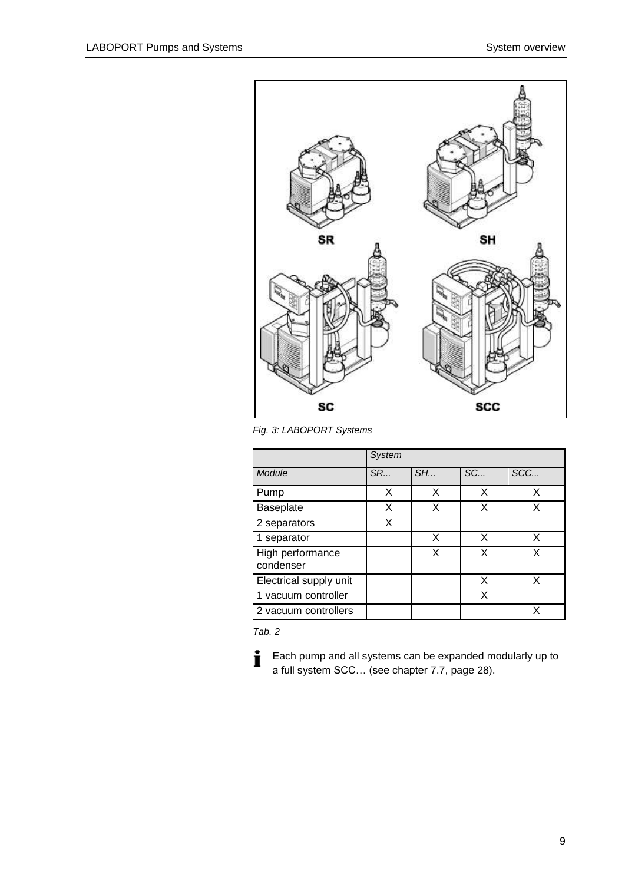Fig. 3: LABOPORT Systems

| | System | | | |
|---|---|---|---|---|
| Module | SR... | SH... | SC... | SCC... |
| Pump | X | X | X | X |
| Baseplate | X | X | X | X |
| 2 separators | X | | | |
| 1 separator | | X | X | X |
| High performance condenser | | X | X | X |
| Electrical supply unit | | | X | X |
| 1 vacuum controller | | | X | |
| 2 vacuum controllers | | | | X |

Tab. 2

Each pump and all systems can be expanded modularly up to a full system SCC… (see chapter 7.7, page 28).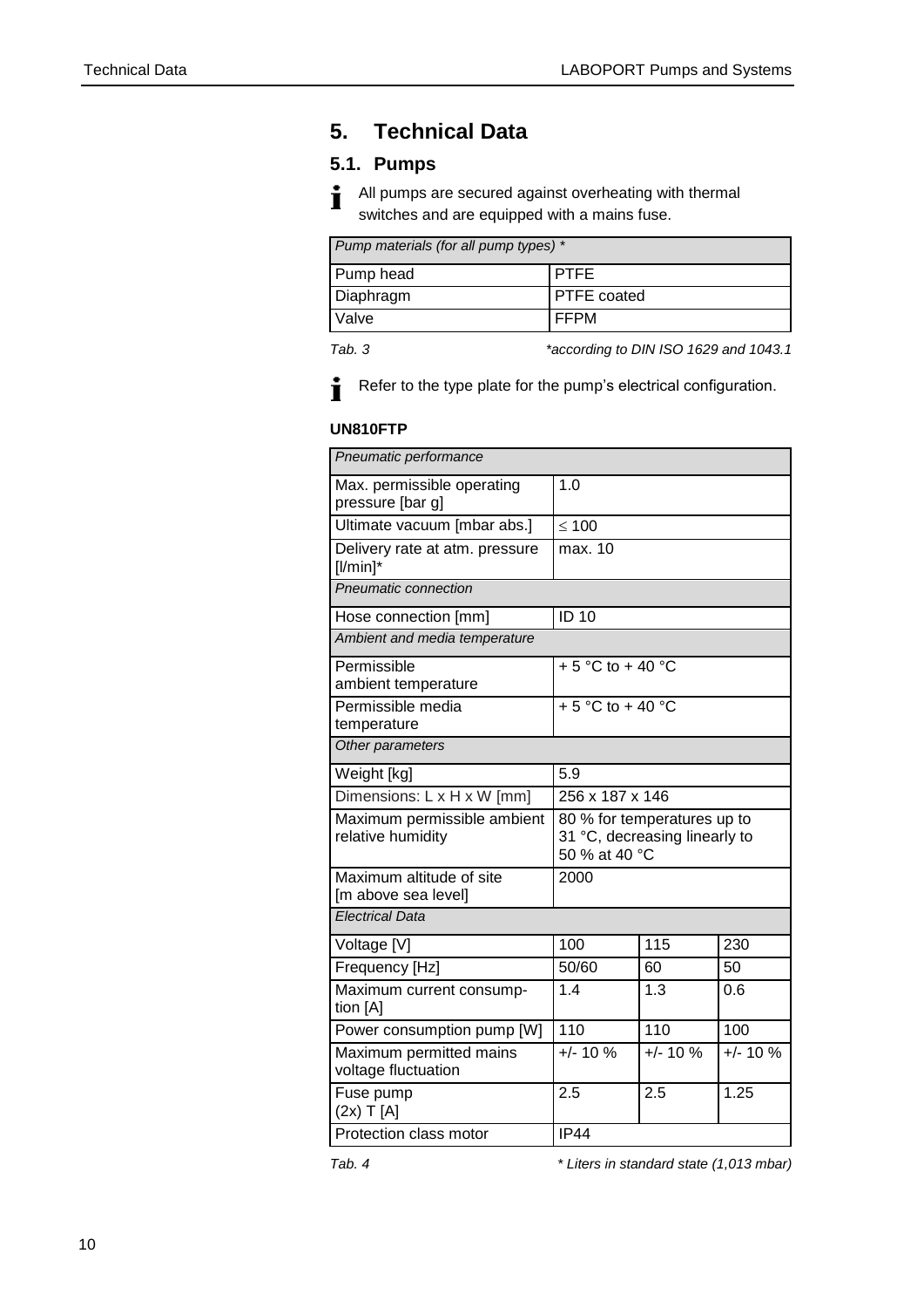# 5. Technical Data

## 5.1. Pumps

All pumps are secured against overheating with thermal switches and are equipped with a mains fuse.

| *Pump materials (for all pump types) ** | |
|---|---|
| Pump head | PTFE |
| Diaphragm | PTFE coated |
| Valve | FFPM |

*Tab. 3* *\*according to DIN ISO 1629 and 1043.1*

Refer to the type plate for the pump's electrical configuration.

**UN810FTP**

| *Pneumatic performance* | | | |
|---|---|---|---|
| Max. permissible operating pressure [bar g] | 1.0 | | |
| Ultimate vacuum [mbar abs.] | ≤ 100 | | |
| Delivery rate at atm. pressure [l/min]* | max. 10 | | |
| *Pneumatic connection* | | | |
| Hose connection [mm] | ID 10 | | |
| *Ambient and media temperature* | | | |
| Permissible ambient temperature | + 5 °C to + 40 °C | | |
| Permissible media temperature | + 5 °C to + 40 °C | | |
| *Other parameters* | | | |
| Weight [kg] | 5.9 | | |
| Dimensions: L x H x W [mm] | 256 x 187 x 146 | | |
| Maximum permissible ambient relative humidity | 80 % for temperatures up to 31 °C, decreasing linearly to 50 % at 40 °C | | |
| Maximum altitude of site [m above sea level] | 2000 | | |
| *Electrical Data* | | | |
| Voltage [V] | 100 | 115 | 230 |
| Frequency [Hz] | 50/60 | 60 | 50 |
| Maximum current consumption [A] | 1.4 | 1.3 | 0.6 |
| Power consumption pump [W] | 110 | 110 | 100 |
| Maximum permitted mains voltage fluctuation | +/- 10 % | +/- 10 % | +/- 10 % |
| Fuse pump (2x) T [A] | 2.5 | 2.5 | 1.25 |
| Protection class motor | IP44 | | |

*Tab. 4* *\* Liters in standard state (1,013 mbar)*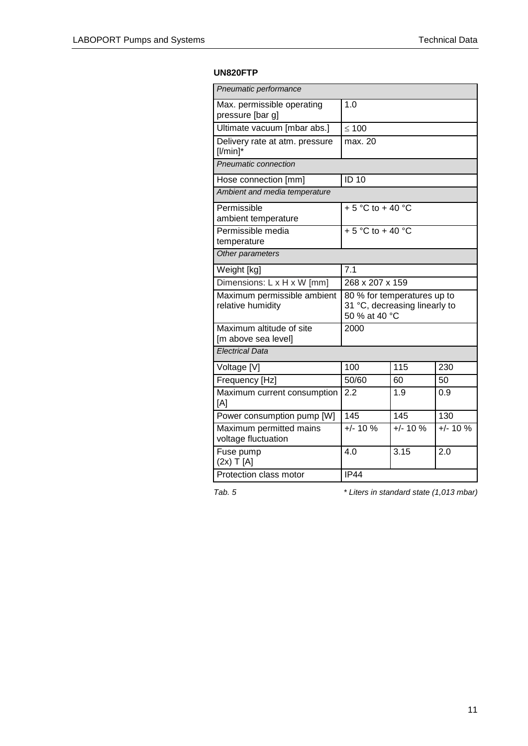**UN820FTP**

| *Pneumatic performance* | | | |
|---|---|---|---|
| Max. permissible operating pressure [bar g] | 1.0 | | |
| Ultimate vacuum [mbar abs.] | ≤ 100 | | |
| Delivery rate at atm. pressure [l/min]* | max. 20 | | |
| *Pneumatic connection* | | | |
| Hose connection [mm] | ID 10 | | |
| *Ambient and media temperature* | | | |
| Permissible ambient temperature | + 5 °C to + 40 °C | | |
| Permissible media temperature | + 5 °C to + 40 °C | | |
| *Other parameters* | | | |
| Weight [kg] | 7.1 | | |
| Dimensions: L x H x W [mm] | 268 x 207 x 159 | | |
| Maximum permissible ambient relative humidity | 80 % for temperatures up to 31 °C, decreasing linearly to 50 % at 40 °C | | |
| Maximum altitude of site [m above sea level] | 2000 | | |
| *Electrical Data* | | | |
| Voltage [V] | 100 | 115 | 230 |
| Frequency [Hz] | 50/60 | 60 | 50 |
| Maximum current consumption [A] | 2.2 | 1.9 | 0.9 |
| Power consumption pump [W] | 145 | 145 | 130 |
| Maximum permitted mains voltage fluctuation | +/- 10 % | +/- 10 % | +/- 10 % |
| Fuse pump (2x) T [A] | 4.0 | 3.15 | 2.0 |
| Protection class motor | IP44 | | |

*Tab. 5* *\* Liters in standard state (1,013 mbar)*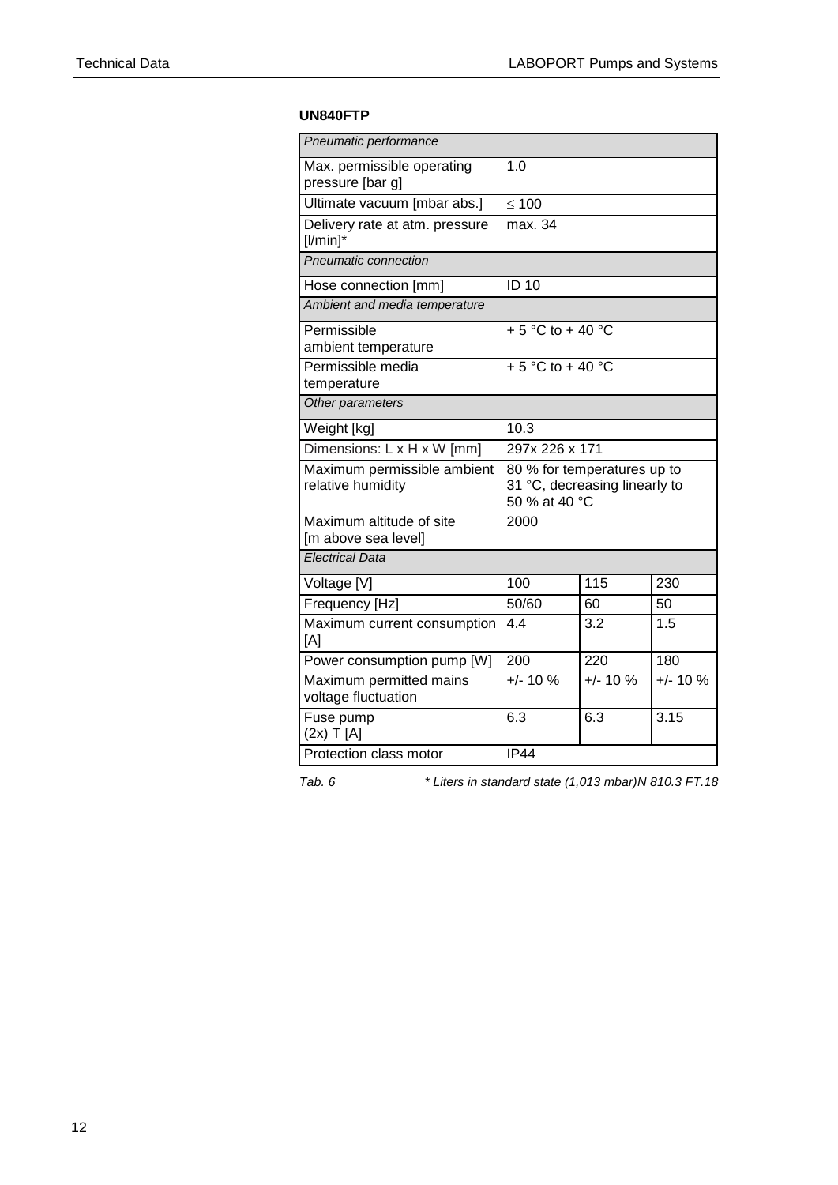**UN840FTP**

| *Pneumatic performance* | | | |
|---|---|---|---|
| Max. permissible operating pressure [bar g] | 1.0 | | |
| Ultimate vacuum [mbar abs.] | ≤ 100 | | |
| Delivery rate at atm. pressure [l/min]* | max. 34 | | |
| *Pneumatic connection* | | | |
| Hose connection [mm] | ID 10 | | |
| *Ambient and media temperature* | | | |
| Permissible ambient temperature | + 5 °C to + 40 °C | | |
| Permissible media temperature | + 5 °C to + 40 °C | | |
| *Other parameters* | | | |
| Weight [kg] | 10.3 | | |
| Dimensions: L x H x W [mm] | 297x 226 x 171 | | |
| Maximum permissible ambient relative humidity | 80 % for temperatures up to 31 °C, decreasing linearly to 50 % at 40 °C | | |
| Maximum altitude of site [m above sea level] | 2000 | | |
| *Electrical Data* | | | |
| Voltage [V] | 100 | 115 | 230 |
| Frequency [Hz] | 50/60 | 60 | 50 |
| Maximum current consumption [A] | 4.4 | 3.2 | 1.5 |
| Power consumption pump [W] | 200 | 220 | 180 |
| Maximum permitted mains voltage fluctuation | +/- 10 % | +/- 10 % | +/- 10 % |
| Fuse pump (2x) T [A] | 6.3 | 6.3 | 3.15 |
| Protection class motor | IP44 | | |

*Tab. 6* *\* Liters in standard state (1,013 mbar)N 810.3 FT.18*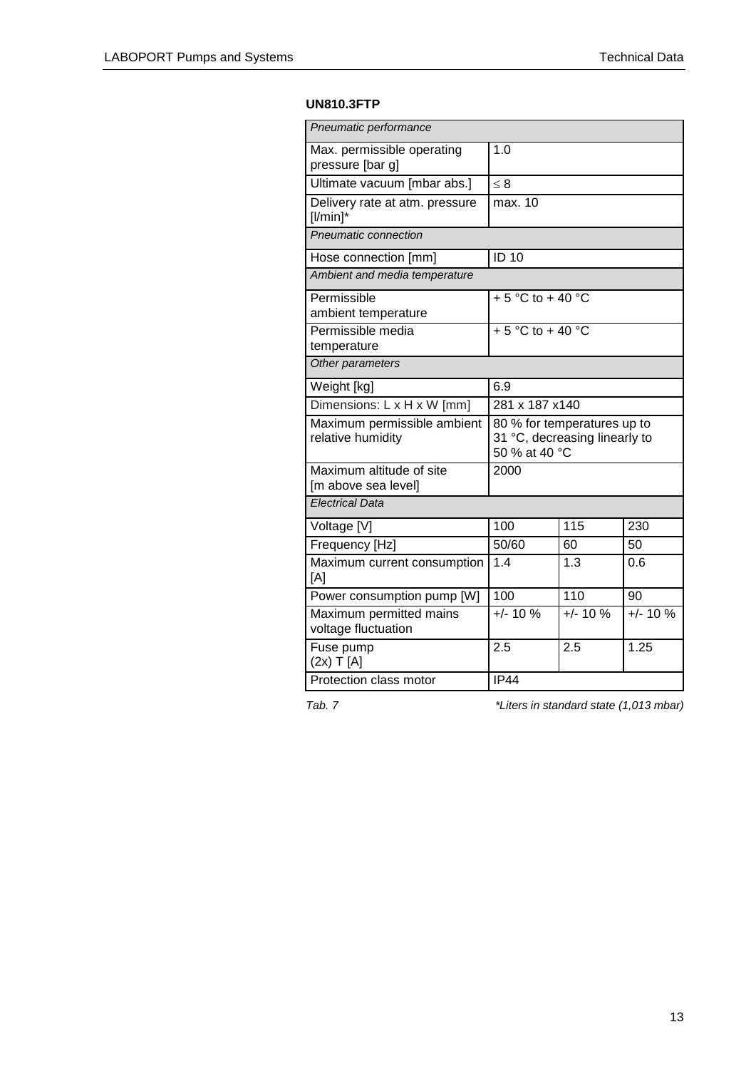**UN810.3FTP**

| *Pneumatic performance* | | | |
|---|---|---|---|
| Max. permissible operating pressure [bar g] | 1.0 | | |
| Ultimate vacuum [mbar abs.] | ≤ 8 | | |
| Delivery rate at atm. pressure [l/min]* | max. 10 | | |
| *Pneumatic connection* | | | |
| Hose connection [mm] | ID 10 | | |
| *Ambient and media temperature* | | | |
| Permissible ambient temperature | + 5 °C to + 40 °C | | |
| Permissible media temperature | + 5 °C to + 40 °C | | |
| *Other parameters* | | | |
| Weight [kg] | 6.9 | | |
| Dimensions: L x H x W [mm] | 281 x 187 x140 | | |
| Maximum permissible ambient relative humidity | 80 % for temperatures up to 31 °C, decreasing linearly to 50 % at 40 °C | | |
| Maximum altitude of site [m above sea level] | 2000 | | |
| *Electrical Data* | | | |
| Voltage [V] | 100 | 115 | 230 |
| Frequency [Hz] | 50/60 | 60 | 50 |
| Maximum current consumption [A] | 1.4 | 1.3 | 0.6 |
| Power consumption pump [W] | 100 | 110 | 90 |
| Maximum permitted mains voltage fluctuation | +/- 10 % | +/- 10 % | +/- 10 % |
| Fuse pump (2x) T [A] | 2.5 | 2.5 | 1.25 |
| Protection class motor | IP44 | | |

*Tab. 7* *\*Liters in standard state (1,013 mbar)*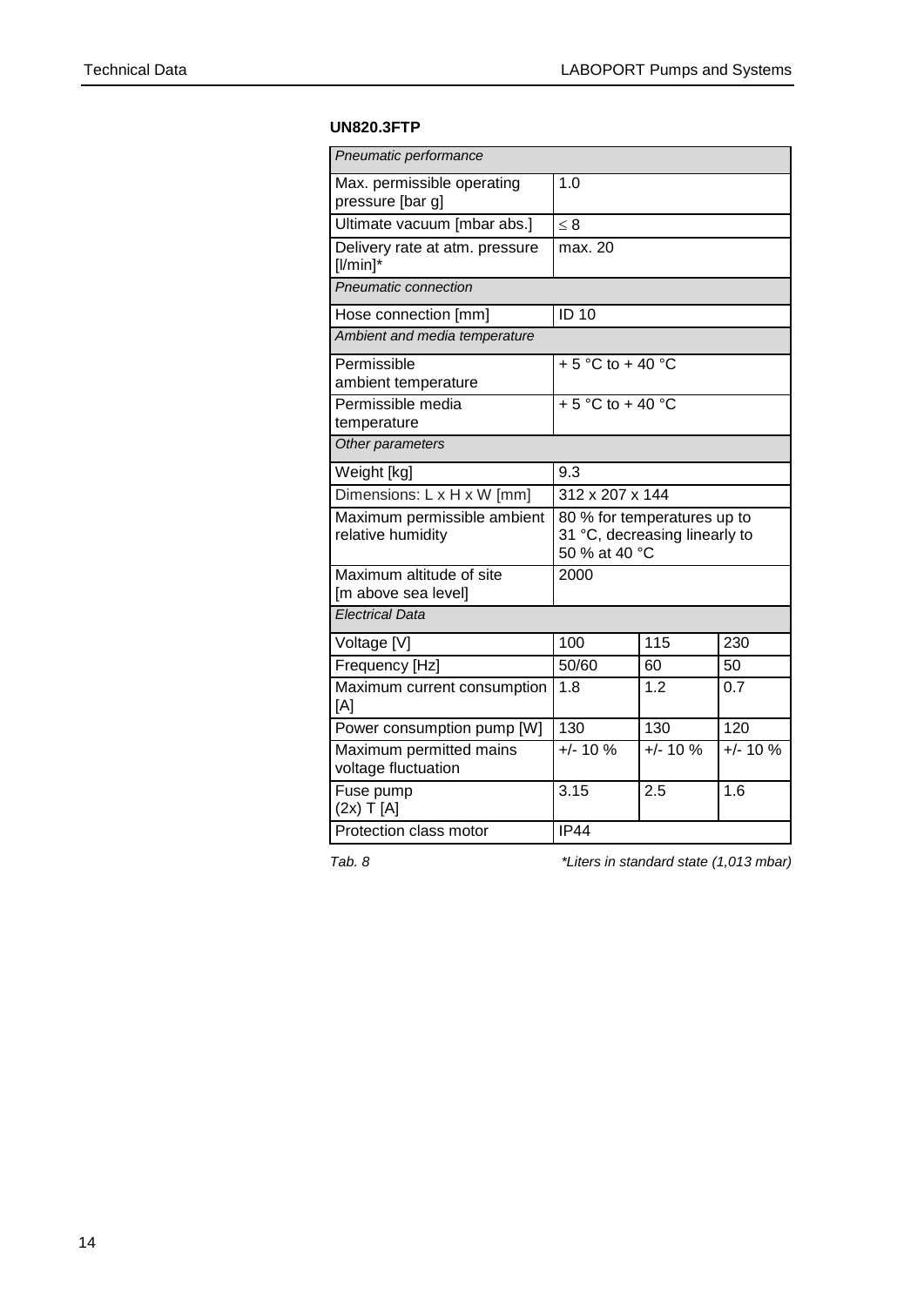**UN820.3FTP**

| *Pneumatic performance* | | | |
|---|---|---|---|
| Max. permissible operating pressure [bar g] | 1.0 | | |
| Ultimate vacuum [mbar abs.] | ≤ 8 | | |
| Delivery rate at atm. pressure [l/min]* | max. 20 | | |
| *Pneumatic connection* | | | |
| Hose connection [mm] | ID 10 | | |
| *Ambient and media temperature* | | | |
| Permissible ambient temperature | + 5 °C to + 40 °C | | |
| Permissible media temperature | + 5 °C to + 40 °C | | |
| *Other parameters* | | | |
| Weight [kg] | 9.3 | | |
| Dimensions: L x H x W [mm] | 312 x 207 x 144 | | |
| Maximum permissible ambient relative humidity | 80 % for temperatures up to 31 °C, decreasing linearly to 50 % at 40 °C | | |
| Maximum altitude of site [m above sea level] | 2000 | | |
| *Electrical Data* | | | |
| Voltage [V] | 100 | 115 | 230 |
| Frequency [Hz] | 50/60 | 60 | 50 |
| Maximum current consumption [A] | 1.8 | 1.2 | 0.7 |
| Power consumption pump [W] | 130 | 130 | 120 |
| Maximum permitted mains voltage fluctuation | +/- 10 % | +/- 10 % | +/- 10 % |
| Fuse pump (2x) T [A] | 3.15 | 2.5 | 1.6 |
| Protection class motor | IP44 | | |

*Tab. 8* *\*Liters in standard state (1,013 mbar)*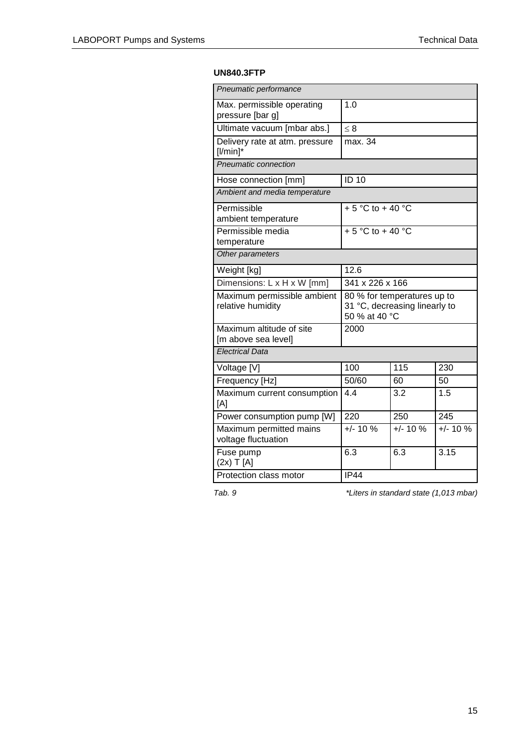**UN840.3FTP**

| *Pneumatic performance* | | | |
|---|---|---|---|
| Max. permissible operating pressure [bar g] | 1.0 | | |
| Ultimate vacuum [mbar abs.] | ≤ 8 | | |
| Delivery rate at atm. pressure [l/min]* | max. 34 | | |
| *Pneumatic connection* | | | |
| Hose connection [mm] | ID 10 | | |
| *Ambient and media temperature* | | | |
| Permissible ambient temperature | + 5 °C to + 40 °C | | |
| Permissible media temperature | + 5 °C to + 40 °C | | |
| *Other parameters* | | | |
| Weight [kg] | 12.6 | | |
| Dimensions: L x H x W [mm] | 341 x 226 x 166 | | |
| Maximum permissible ambient relative humidity | 80 % for temperatures up to 31 °C, decreasing linearly to 50 % at 40 °C | | |
| Maximum altitude of site [m above sea level] | 2000 | | |
| *Electrical Data* | | | |
| Voltage [V] | 100 | 115 | 230 |
| Frequency [Hz] | 50/60 | 60 | 50 |
| Maximum current consumption [A] | 4.4 | 3.2 | 1.5 |
| Power consumption pump [W] | 220 | 250 | 245 |
| Maximum permitted mains voltage fluctuation | +/- 10 % | +/- 10 % | +/- 10 % |
| Fuse pump (2x) T [A] | 6.3 | 6.3 | 3.15 |
| Protection class motor | IP44 | | |

*Tab. 9* *\*Liters in standard state (1,013 mbar)*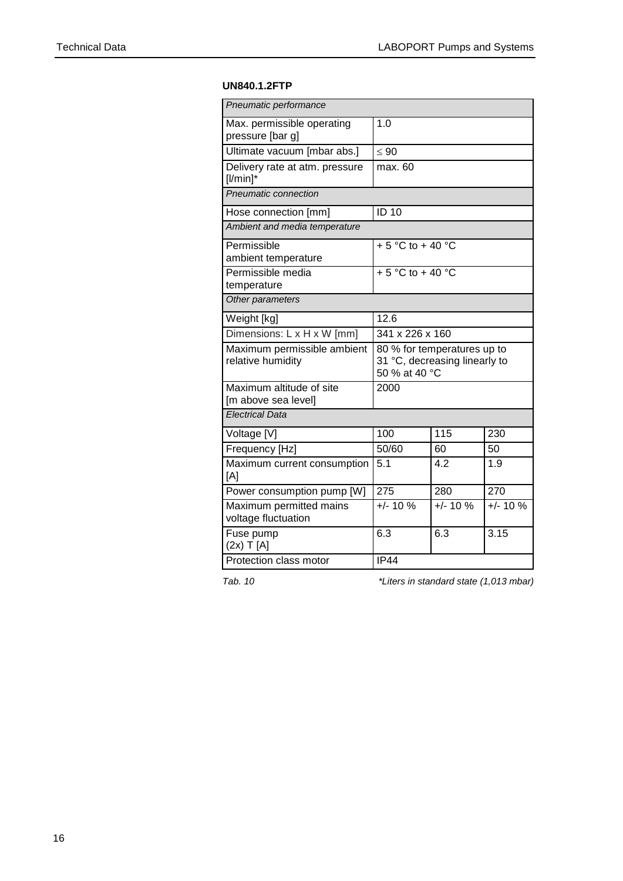**UN840.1.2FTP**

| *Pneumatic performance* | | | |
|---|---|---|---|
| Max. permissible operating pressure [bar g] | 1.0 | | |
| Ultimate vacuum [mbar abs.] | ≤ 90 | | |
| Delivery rate at atm. pressure [l/min]* | max. 60 | | |
| *Pneumatic connection* | | | |
| Hose connection [mm] | ID 10 | | |
| *Ambient and media temperature* | | | |
| Permissible ambient temperature | + 5 °C to + 40 °C | | |
| Permissible media temperature | + 5 °C to + 40 °C | | |
| *Other parameters* | | | |
| Weight [kg] | 12.6 | | |
| Dimensions: L x H x W [mm] | 341 x 226 x 160 | | |
| Maximum permissible ambient relative humidity | 80 % for temperatures up to 31 °C, decreasing linearly to 50 % at 40 °C | | |
| Maximum altitude of site [m above sea level] | 2000 | | |
| *Electrical Data* | | | |
| Voltage [V] | 100 | 115 | 230 |
| Frequency [Hz] | 50/60 | 60 | 50 |
| Maximum current consumption [A] | 5.1 | 4.2 | 1.9 |
| Power consumption pump [W] | 275 | 280 | 270 |
| Maximum permitted mains voltage fluctuation | +/- 10 % | +/- 10 % | +/- 10 % |
| Fuse pump (2x) T [A] | 6.3 | 6.3 | 3.15 |
| Protection class motor | IP44 | | |

*Tab. 10* *\*Liters in standard state (1,013 mbar)*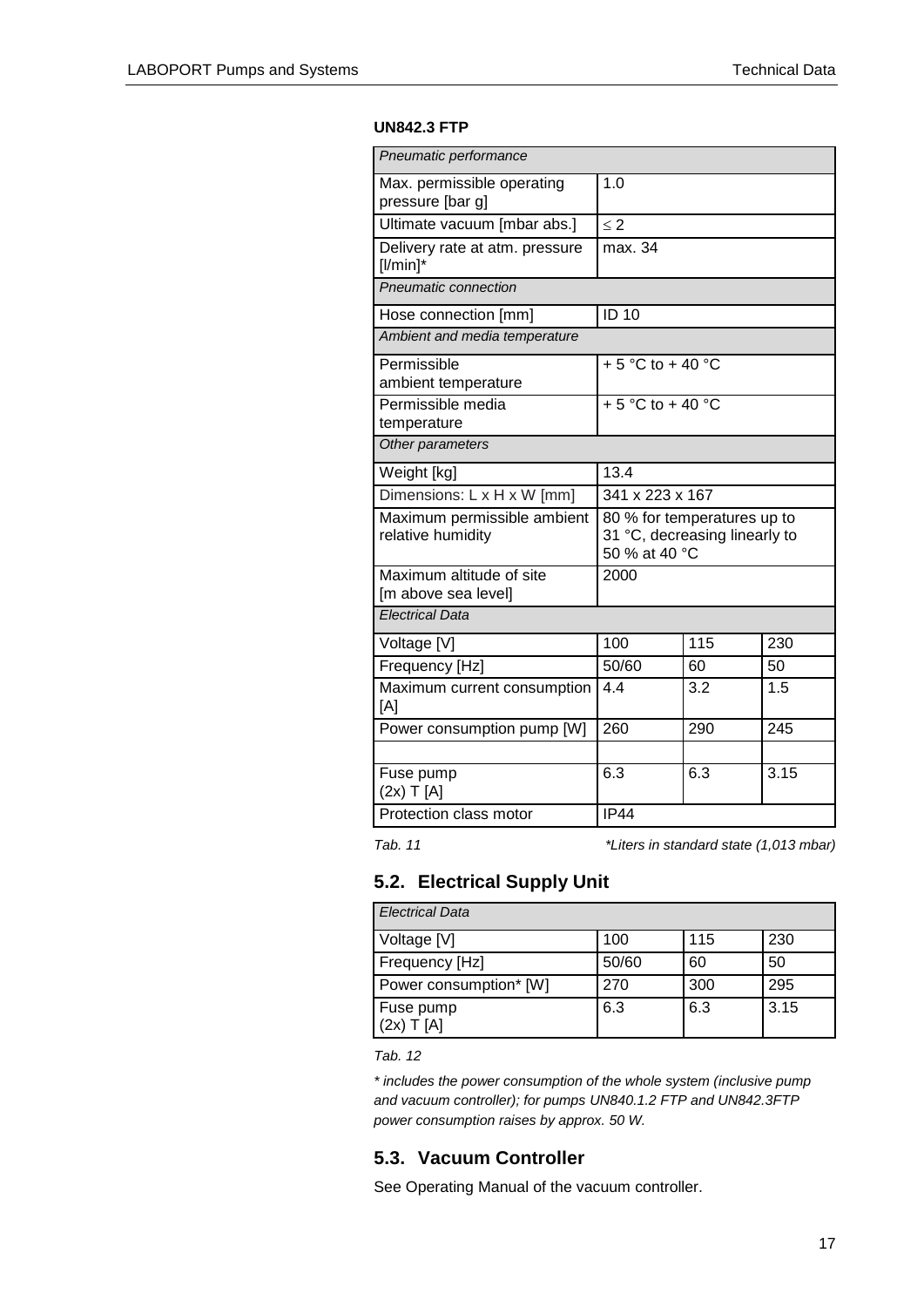**UN842.3 FTP**

| *Pneumatic performance* | | | |
|---|---|---|---|
| Max. permissible operating pressure [bar g] | 1.0 | | |
| Ultimate vacuum [mbar abs.] | ≤ 2 | | |
| Delivery rate at atm. pressure [l/min]* | max. 34 | | |
| *Pneumatic connection* | | | |
| Hose connection [mm] | ID 10 | | |
| *Ambient and media temperature* | | | |
| Permissible ambient temperature | + 5 °C to + 40 °C | | |
| Permissible media temperature | + 5 °C to + 40 °C | | |
| *Other parameters* | | | |
| Weight [kg] | 13.4 | | |
| Dimensions: L x H x W [mm] | 341 x 223 x 167 | | |
| Maximum permissible ambient relative humidity | 80 % for temperatures up to 31 °C, decreasing linearly to 50 % at 40 °C | | |
| Maximum altitude of site [m above sea level] | 2000 | | |
| *Electrical Data* | | | |
| Voltage [V] | 100 | 115 | 230 |
| Frequency [Hz] | 50/60 | 60 | 50 |
| Maximum current consumption [A] | 4.4 | 3.2 | 1.5 |
| Power consumption pump [W] | 260 | 290 | 245 |
| | | | |
| Fuse pump (2x) T [A] | 6.3 | 6.3 | 3.15 |
| Protection class motor | IP44 | | |

*Tab. 11* *Liters in standard state (1,013 mbar)*

## 5.2. Electrical Supply Unit

| *Electrical Data* | | | |
|---|---|---|---|
| Voltage [V] | 100 | 115 | 230 |
| Frequency [Hz] | 50/60 | 60 | 50 |
| Power consumption* [W] | 270 | 300 | 295 |
| Fuse pump (2x) T [A] | 6.3 | 6.3 | 3.15 |

*Tab. 12*

*\* includes the power consumption of the whole system (inclusive pump and vacuum controller); for pumps UN840.1.2 FTP and UN842.3FTP power consumption raises by approx. 50 W.*

## 5.3. Vacuum Controller

See Operating Manual of the vacuum controller.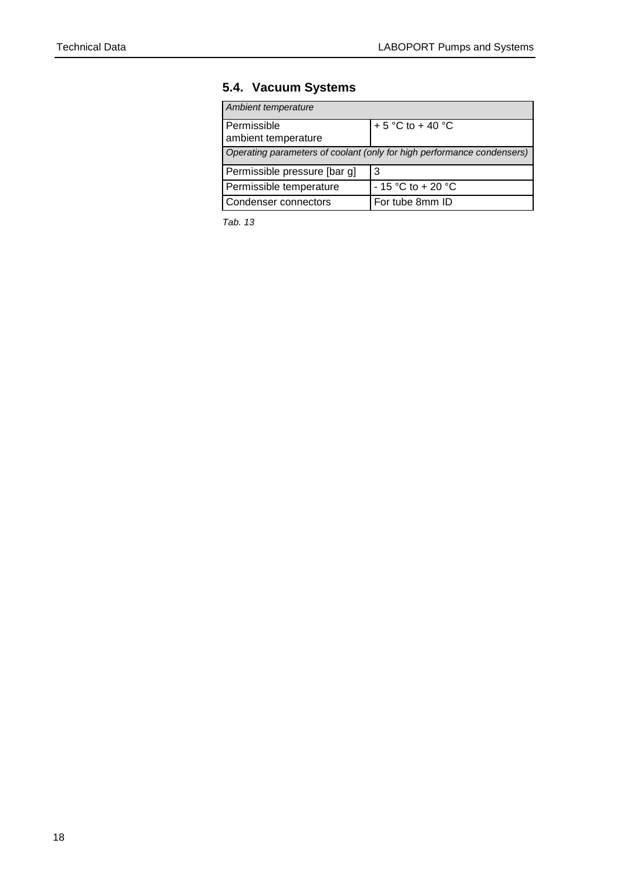## 5.4. Vacuum Systems

| *Ambient temperature* | |
|---|---|
| Permissible ambient temperature | + 5 °C to + 40 °C |
| *Operating parameters of coolant (only for high performance condensers)* | |
| Permissible pressure [bar g] | 3 |
| Permissible temperature | - 15 °C to + 20 °C |
| Condenser connectors | For tube 8mm ID |

*Tab. 13*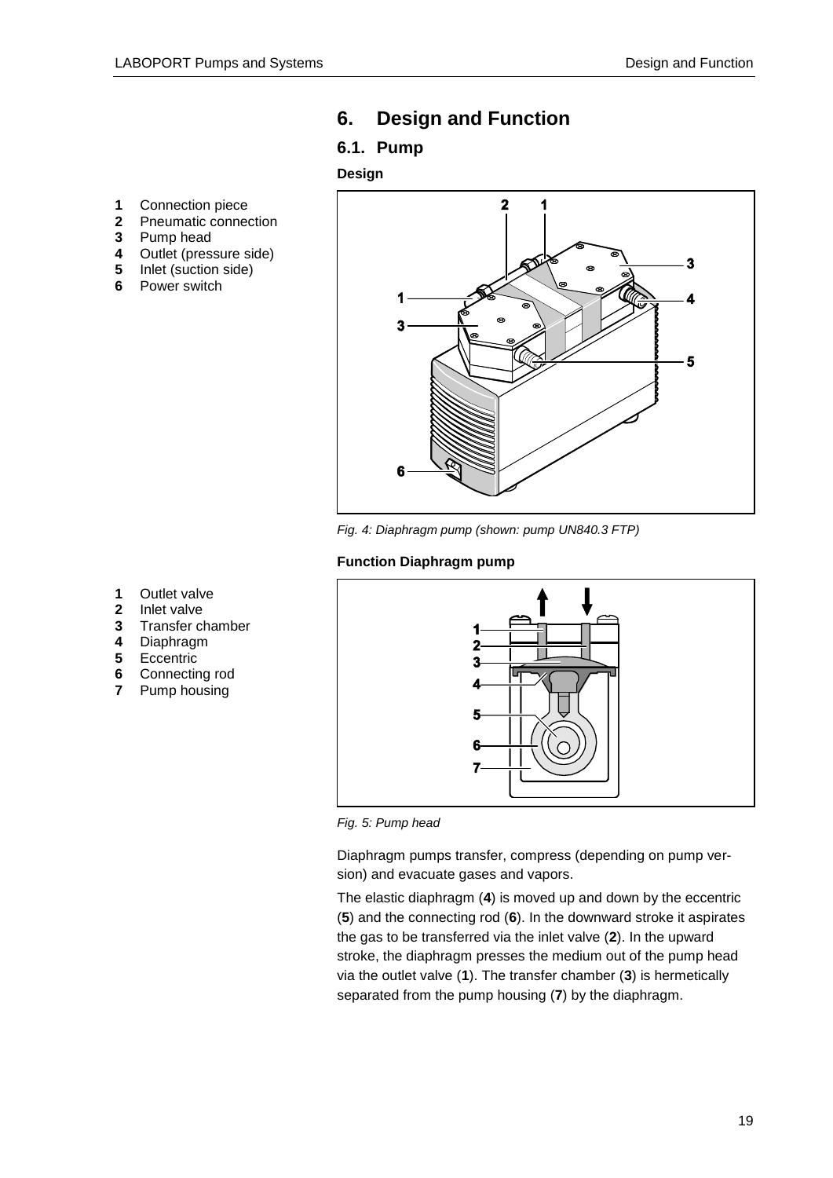# 6. Design and Function

## 6.1. Pump

### Design

1. Connection piece
2. Pneumatic connection
3. Pump head
4. Outlet (pressure side)
5. Inlet (suction side)
6. Power switch

*Fig. 4: Diaphragm pump (shown: pump UN840.3 FTP)*

### Function Diaphragm pump

1. Outlet valve
2. Inlet valve
3. Transfer chamber
4. Diaphragm
5. Eccentric
6. Connecting rod
7. Pump housing

*Fig. 5: Pump head*

Diaphragm pumps transfer, compress (depending on pump version) and evacuate gases and vapors.

The elastic diaphragm (**4**) is moved up and down by the eccentric (**5**) and the connecting rod (**6**). In the downward stroke it aspirates the gas to be transferred via the inlet valve (**2**). In the upward stroke, the diaphragm presses the medium out of the pump head via the outlet valve (**1**). The transfer chamber (**3**) is hermetically separated from the pump housing (**7**) by the diaphragm.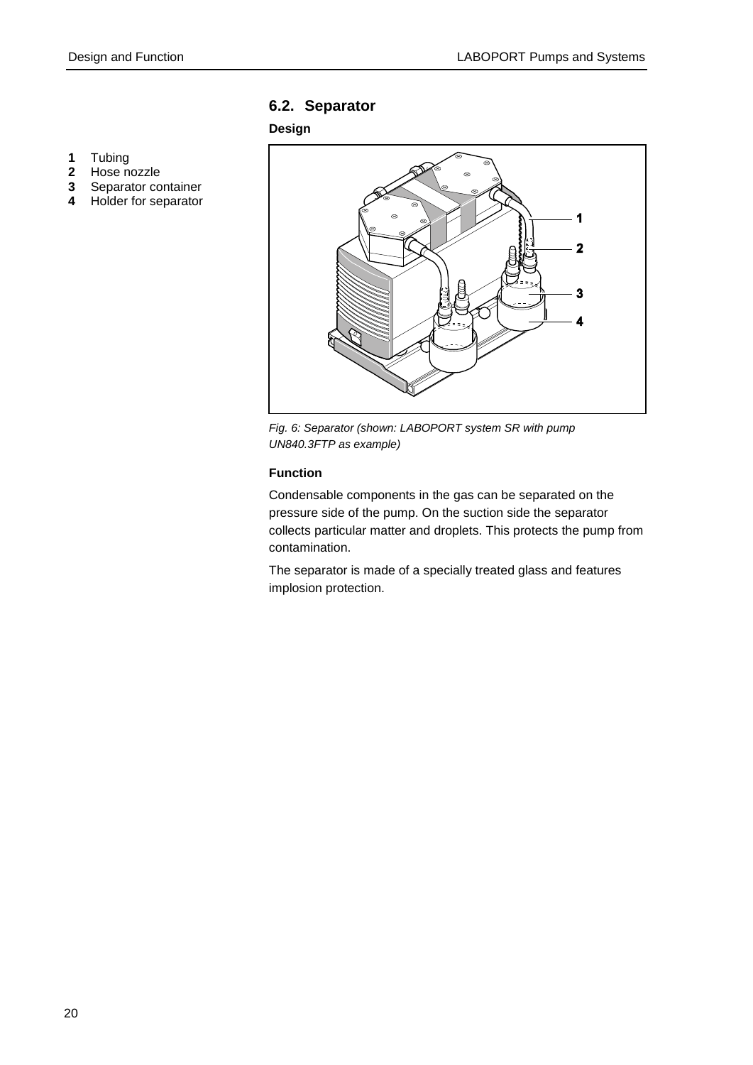## 6.2. Separator

**Design**

**1** Tubing
**2** Hose nozzle
**3** Separator container
**4** Holder for separator

*Fig. 6: Separator (shown: LABOPORT system SR with pump UN840.3FTP as example)*

**Function**

Condensable components in the gas can be separated on the pressure side of the pump. On the suction side the separator collects particular matter and droplets. This protects the pump from contamination.

The separator is made of a specially treated glass and features implosion protection.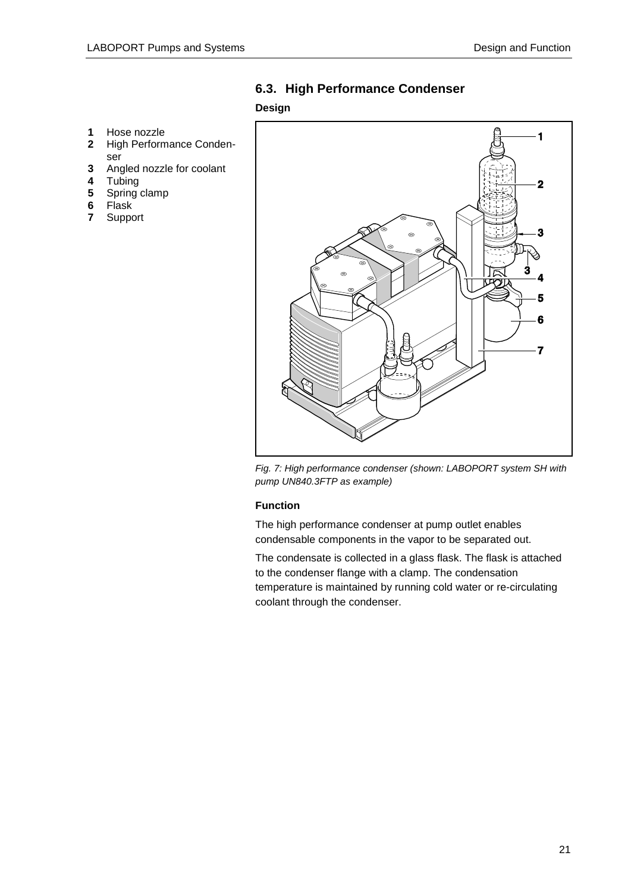## 6.3. High Performance Condenser

### Design

1 Hose nozzle
2 High Performance Condenser
3 Angled nozzle for coolant
4 Tubing
5 Spring clamp
6 Flask
7 Support

*Fig. 7: High performance condenser (shown: LABOPORT system SH with pump UN840.3FTP as example)*

### Function

The high performance condenser at pump outlet enables condensable components in the vapor to be separated out.

The condensate is collected in a glass flask. The flask is attached to the condenser flange with a clamp. The condensation temperature is maintained by running cold water or re-circulating coolant through the condenser.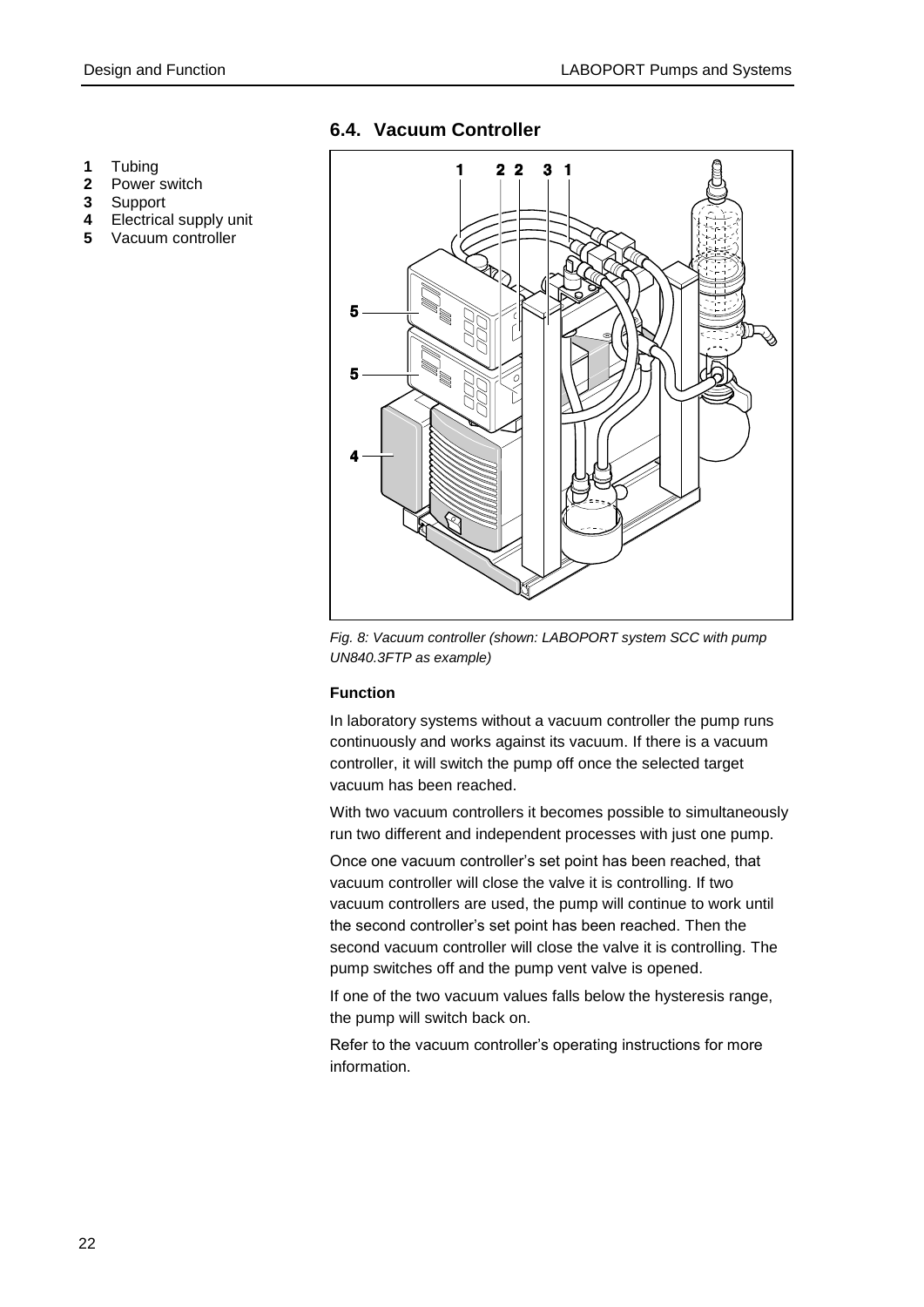## 6.4. Vacuum Controller

**1** Tubing
**2** Power switch
**3** Support
**4** Electrical supply unit
**5** Vacuum controller

*Fig. 8: Vacuum controller (shown: LABOPORT system SCC with pump UN840.3FTP as example)*

**Function**

In laboratory systems without a vacuum controller the pump runs continuously and works against its vacuum. If there is a vacuum controller, it will switch the pump off once the selected target vacuum has been reached.

With two vacuum controllers it becomes possible to simultaneously run two different and independent processes with just one pump.

Once one vacuum controller's set point has been reached, that vacuum controller will close the valve it is controlling. If two vacuum controllers are used, the pump will continue to work until the second controller's set point has been reached. Then the second vacuum controller will close the valve it is controlling. The pump switches off and the pump vent valve is opened.

If one of the two vacuum values falls below the hysteresis range, the pump will switch back on.

Refer to the vacuum controller's operating instructions for more information.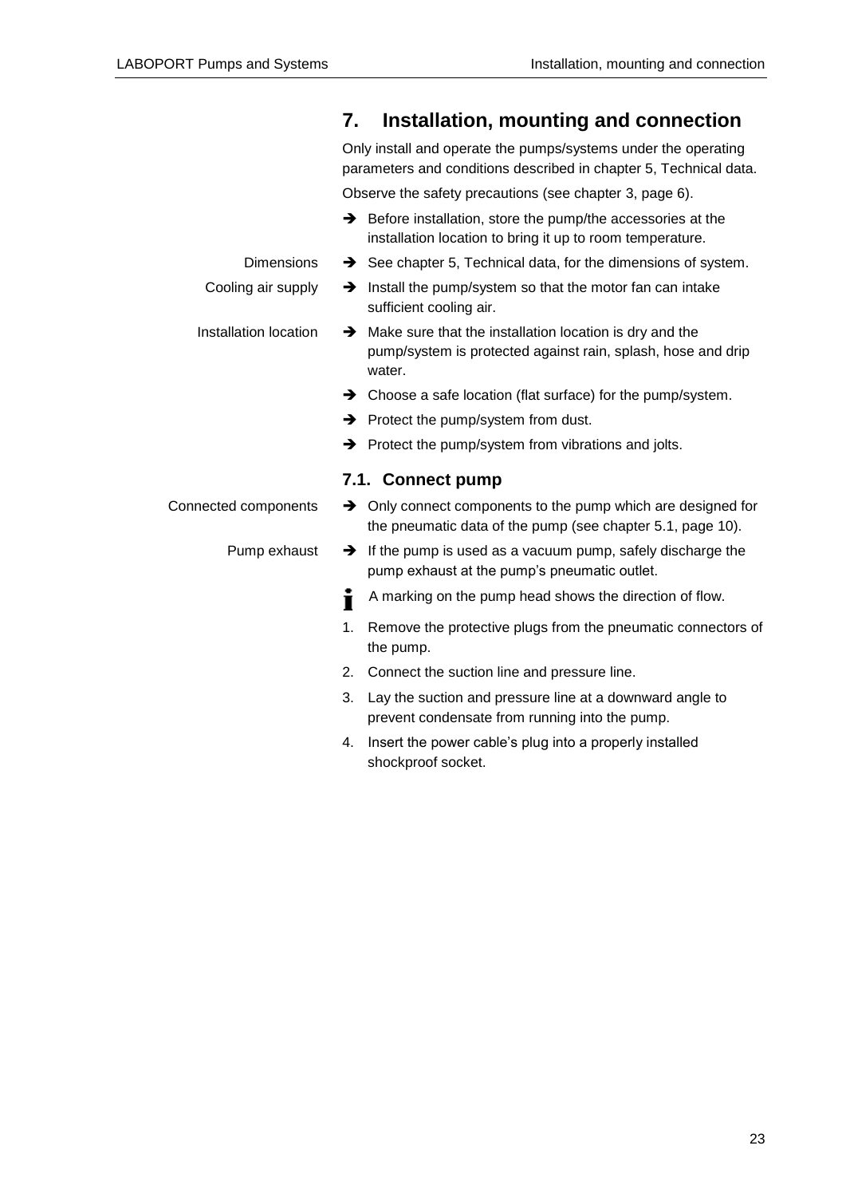# 7. Installation, mounting and connection

Only install and operate the pumps/systems under the operating parameters and conditions described in chapter 5, Technical data.

Observe the safety precautions (see chapter 3, page 6).

- ➔ Before installation, store the pump/the accessories at the installation location to bring it up to room temperature.

Dimensions

- ➔ See chapter 5, Technical data, for the dimensions of system.

Cooling air supply

- ➔ Install the pump/system so that the motor fan can intake sufficient cooling air.

Installation location

- ➔ Make sure that the installation location is dry and the pump/system is protected against rain, splash, hose and drip water.
- ➔ Choose a safe location (flat surface) for the pump/system.
- ➔ Protect the pump/system from dust.
- ➔ Protect the pump/system from vibrations and jolts.

## 7.1. Connect pump

Connected components

- ➔ Only connect components to the pump which are designed for the pneumatic data of the pump (see chapter 5.1, page 10).

Pump exhaust

- ➔ If the pump is used as a vacuum pump, safely discharge the pump exhaust at the pump's pneumatic outlet.

**i** A marking on the pump head shows the direction of flow.

1. Remove the protective plugs from the pneumatic connectors of the pump.
2. Connect the suction line and pressure line.
3. Lay the suction and pressure line at a downward angle to prevent condensate from running into the pump.
4. Insert the power cable's plug into a properly installed shockproof socket.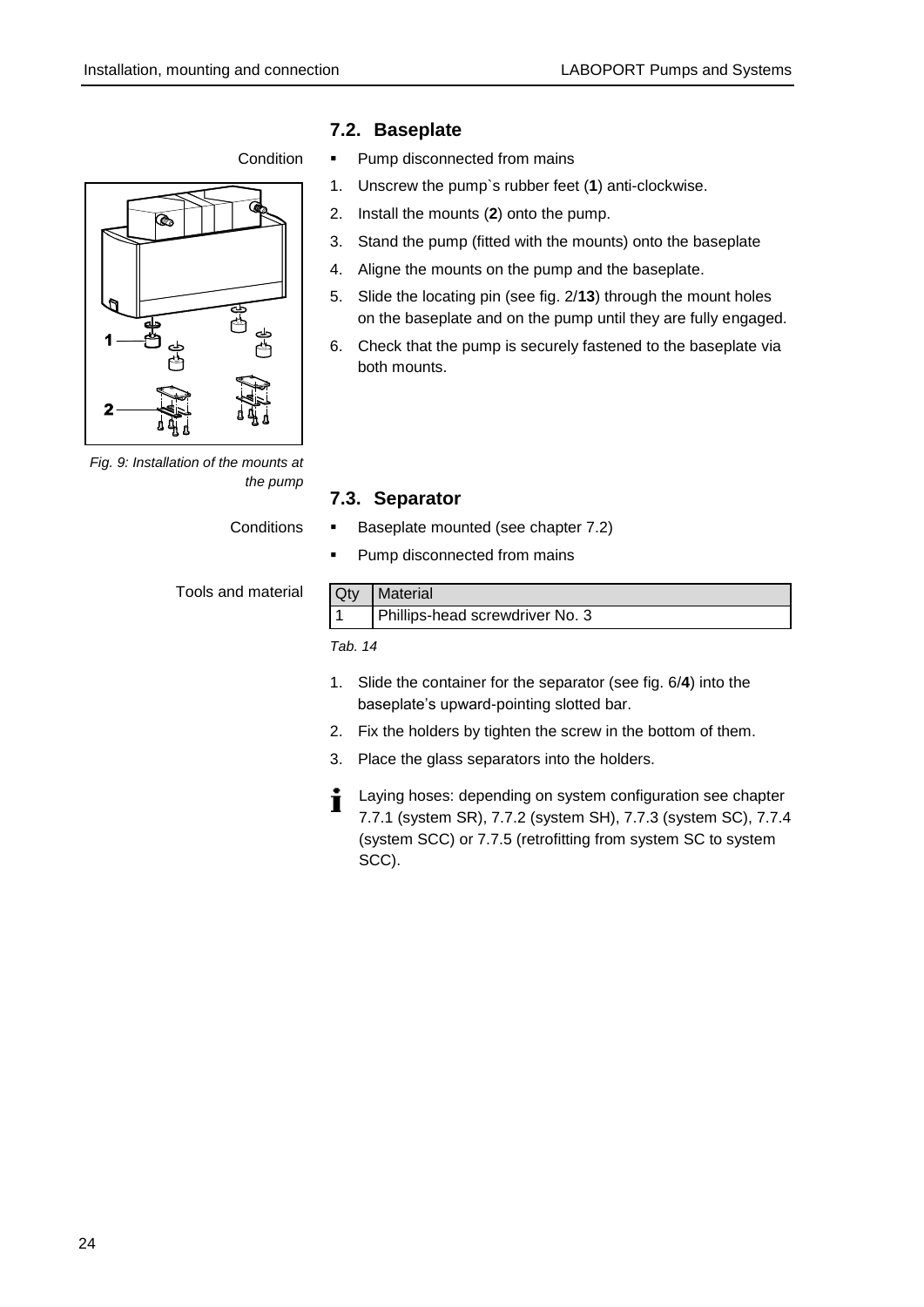## 7.2. Baseplate

Condition

- Pump disconnected from mains

1. Unscrew the pump`s rubber feet (**1**) anti-clockwise.
2. Install the mounts (**2**) onto the pump.
3. Stand the pump (fitted with the mounts) onto the baseplate
4. Aligne the mounts on the pump and the baseplate.
5. Slide the locating pin (see fig. 2/**13**) through the mount holes on the baseplate and on the pump until they are fully engaged.
6. Check that the pump is securely fastened to the baseplate via both mounts.

*Fig. 9: Installation of the mounts at the pump*

## 7.3. Separator

Conditions

- Baseplate mounted (see chapter 7.2)
- Pump disconnected from mains

Tools and material

| Qty | Material |
|---|---|
| 1 | Phillips-head screwdriver No. 3 |

*Tab. 14*

1. Slide the container for the separator (see fig. 6/**4**) into the baseplate's upward-pointing slotted bar.
2. Fix the holders by tighten the screw in the bottom of them.
3. Place the glass separators into the holders.

Laying hoses: depending on system configuration see chapter 7.7.1 (system SR), 7.7.2 (system SH), 7.7.3 (system SC), 7.7.4 (system SCC) or 7.7.5 (retrofitting from system SC to system SCC).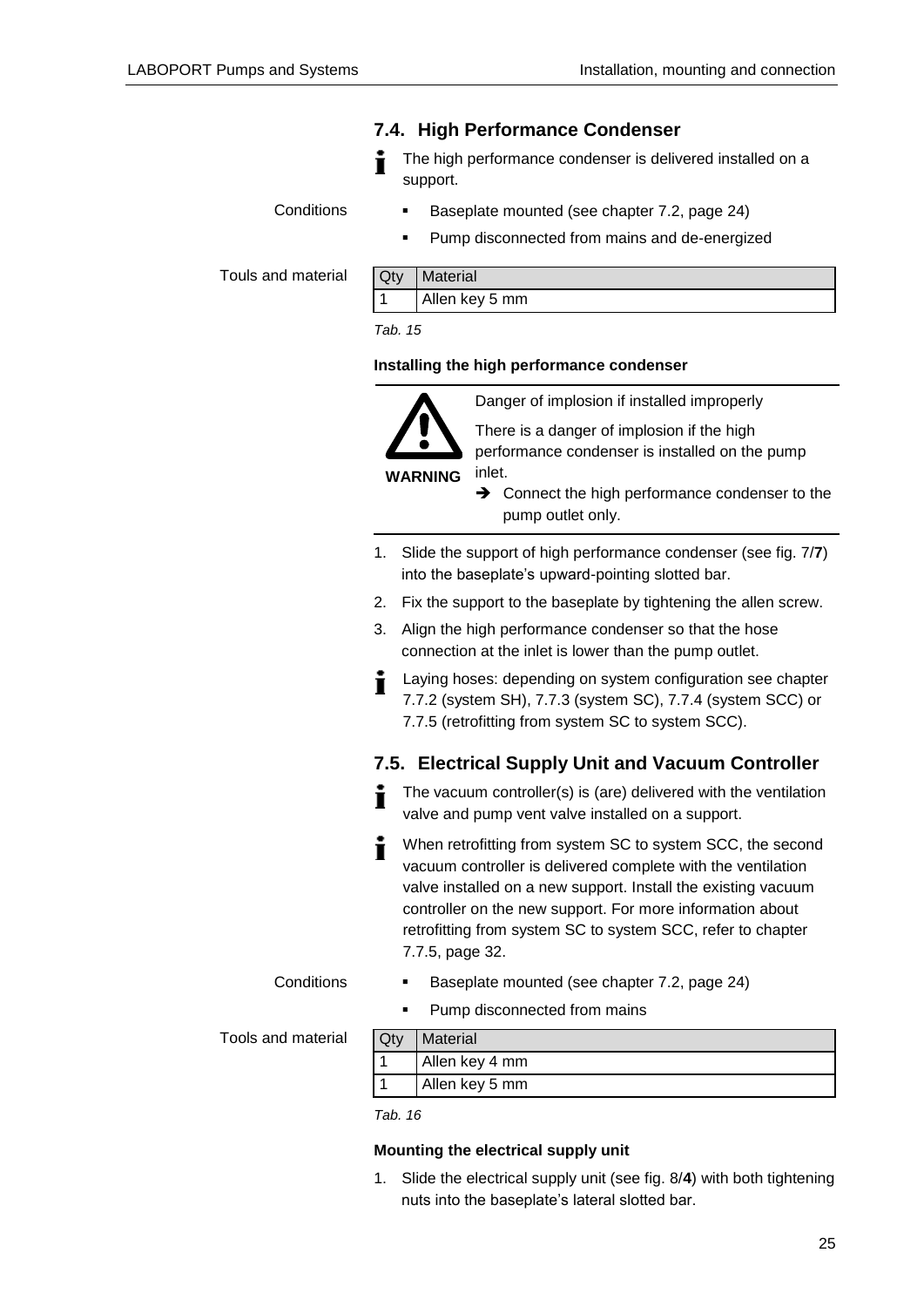## 7.4. High Performance Condenser

The high performance condenser is delivered installed on a support.

Conditions

- Baseplate mounted (see chapter 7.2, page 24)
- Pump disconnected from mains and de-energized

Touls and material

| Qty | Material |
|---|---|
| 1 | Allen key 5 mm |

*Tab. 15*

**Installing the high performance condenser**

**WARNING**

Danger of implosion if installed improperly

There is a danger of implosion if the high performance condenser is installed on the pump inlet.

➔ Connect the high performance condenser to the pump outlet only.

1. Slide the support of high performance condenser (see fig. 7/**7**) into the baseplate's upward-pointing slotted bar.
2. Fix the support to the baseplate by tightening the allen screw.
3. Align the high performance condenser so that the hose connection at the inlet is lower than the pump outlet.

Laying hoses: depending on system configuration see chapter 7.7.2 (system SH), 7.7.3 (system SC), 7.7.4 (system SCC) or 7.7.5 (retrofitting from system SC to system SCC).

## 7.5. Electrical Supply Unit and Vacuum Controller

The vacuum controller(s) is (are) delivered with the ventilation valve and pump vent valve installed on a support.

When retrofitting from system SC to system SCC, the second vacuum controller is delivered complete with the ventilation valve installed on a new support. Install the existing vacuum controller on the new support. For more information about retrofitting from system SC to system SCC, refer to chapter 7.7.5, page 32.

Conditions

- Baseplate mounted (see chapter 7.2, page 24)
- Pump disconnected from mains

Tools and material

| Qty | Material |
|---|---|
| 1 | Allen key 4 mm |
| 1 | Allen key 5 mm |

*Tab. 16*

**Mounting the electrical supply unit**

1. Slide the electrical supply unit (see fig. 8/**4**) with both tightening nuts into the baseplate's lateral slotted bar.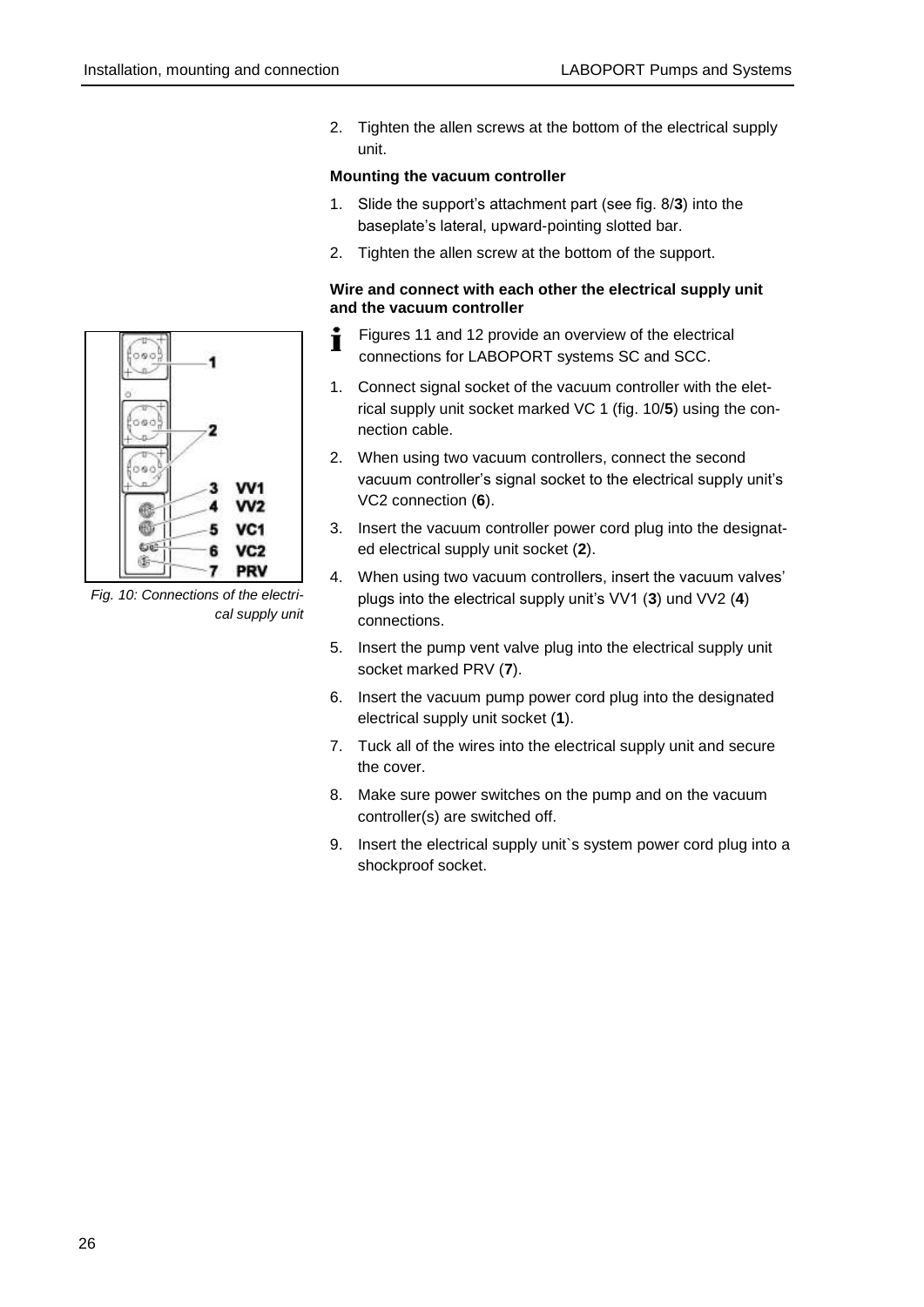2. Tighten the allen screws at the bottom of the electrical supply unit.

**Mounting the vacuum controller**

1. Slide the support's attachment part (see fig. 8/**3**) into the baseplate's lateral, upward-pointing slotted bar.
2. Tighten the allen screw at the bottom of the support.

**Wire and connect with each other the electrical supply unit and the vacuum controller**

Fig. 10: Connections of the electrical supply unit

Figures 11 and 12 provide an overview of the electrical connections for LABOPORT systems SC and SCC.

1. Connect signal socket of the vacuum controller with the eletrical supply unit socket marked VC 1 (fig. 10/**5**) using the connection cable.
2. When using two vacuum controllers, connect the second vacuum controller's signal socket to the electrical supply unit's VC2 connection (**6**).
3. Insert the vacuum controller power cord plug into the designated electrical supply unit socket (**2**).
4. When using two vacuum controllers, insert the vacuum valves' plugs into the electrical supply unit's VV1 (**3**) und VV2 (**4**) connections.
5. Insert the pump vent valve plug into the electrical supply unit socket marked PRV (**7**).
6. Insert the vacuum pump power cord plug into the designated electrical supply unit socket (**1**).
7. Tuck all of the wires into the electrical supply unit and secure the cover.
8. Make sure power switches on the pump and on the vacuum controller(s) are switched off.
9. Insert the electrical supply unit`s system power cord plug into a shockproof socket.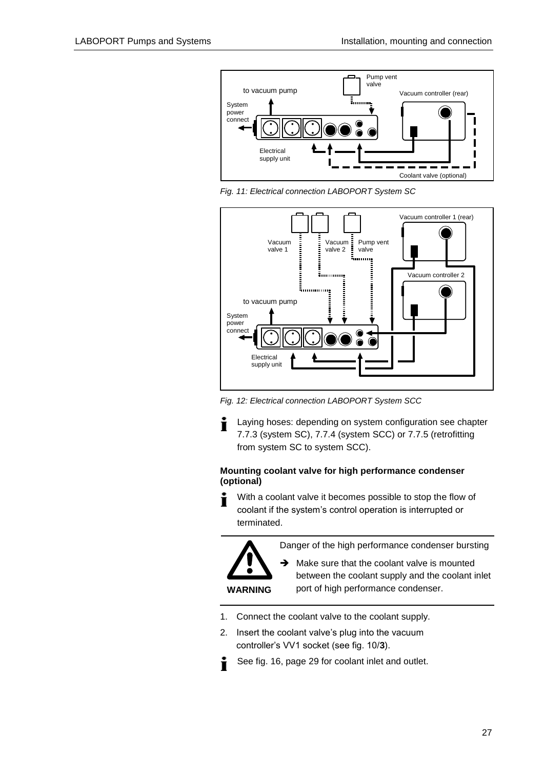*Fig. 11: Electrical connection LABOPORT System SC*

*Fig. 12: Electrical connection LABOPORT System SCC*

Laying hoses: depending on system configuration see chapter 7.7.3 (system SC), 7.7.4 (system SCC) or 7.7.5 (retrofitting from system SC to system SCC).

**Mounting coolant valve for high performance condenser (optional)**

With a coolant valve it becomes possible to stop the flow of coolant if the system's control operation is interrupted or terminated.

**WARNING**

Danger of the high performance condenser bursting

➔ Make sure that the coolant valve is mounted between the coolant supply and the coolant inlet port of high performance condenser.

1. Connect the coolant valve to the coolant supply.
2. Insert the coolant valve's plug into the vacuum controller's VV1 socket (see fig. 10/**3**).

See fig. 16, page 29 for coolant inlet and outlet.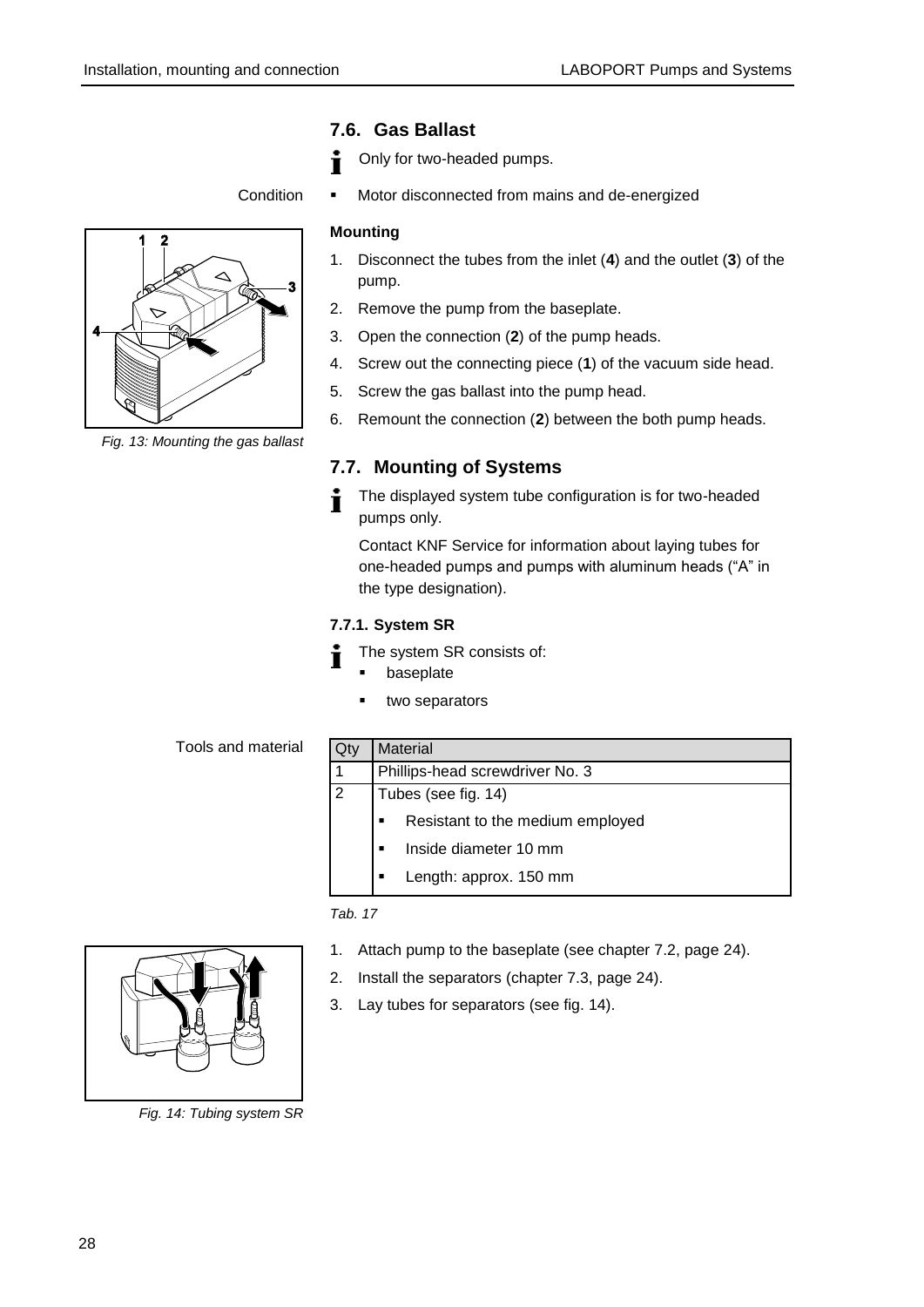## 7.6. Gas Ballast

Only for two-headed pumps.

Condition

- Motor disconnected from mains and de-energized

**Mounting**

1. Disconnect the tubes from the inlet (**4**) and the outlet (**3**) of the pump.
2. Remove the pump from the baseplate.
3. Open the connection (**2**) of the pump heads.
4. Screw out the connecting piece (**1**) of the vacuum side head.
5. Screw the gas ballast into the pump head.
6. Remount the connection (**2**) between the both pump heads.

*Fig. 13: Mounting the gas ballast*

## 7.7. Mounting of Systems

The displayed system tube configuration is for two-headed pumps only.

Contact KNF Service for information about laying tubes for one-headed pumps and pumps with aluminum heads ("A" in the type designation).

### 7.7.1. System SR

The system SR consists of:

- baseplate
- two separators

Tools and material

| Qty | Material |
|---|---|
| 1 | Phillips-head screwdriver No. 3 |
| 2 | Tubes (see fig. 14)<br>▪ Resistant to the medium employed<br>▪ Inside diameter 10 mm<br>▪ Length: approx. 150 mm |

*Tab. 17*

1. Attach pump to the baseplate (see chapter 7.2, page 24).
2. Install the separators (chapter 7.3, page 24).
3. Lay tubes for separators (see fig. 14).

*Fig. 14: Tubing system SR*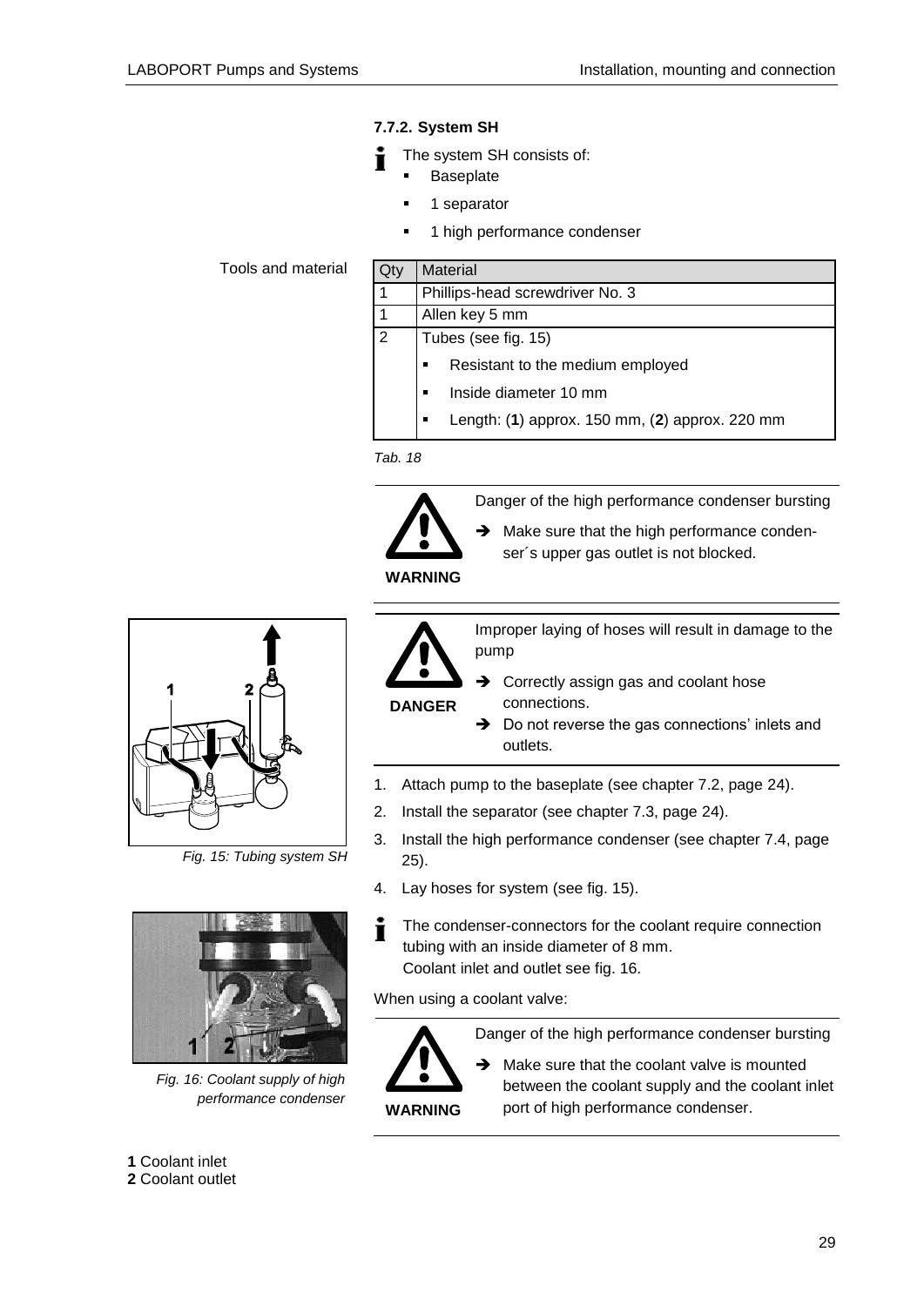### 7.7.2. System SH

The system SH consists of:

- Baseplate
- 1 separator
- 1 high performance condenser

Tools and material

| Qty | Material |
|---|---|
| 1 | Phillips-head screwdriver No. 3 |
| 1 | Allen key 5 mm |
| 2 | Tubes (see fig. 15)<br>▪ Resistant to the medium employed<br>▪ Inside diameter 10 mm<br>▪ Length: (**1**) approx. 150 mm, (**2**) approx. 220 mm |

*Tab. 18*

**WARNING**

Danger of the high performance condenser bursting

➔ Make sure that the high performance condenser´s upper gas outlet is not blocked.

**DANGER**

Improper laying of hoses will result in damage to the pump

➔ Correctly assign gas and coolant hose connections.

➔ Do not reverse the gas connections' inlets and outlets.

*Fig. 15: Tubing system SH*

1. Attach pump to the baseplate (see chapter 7.2, page 24).
2. Install the separator (see chapter 7.3, page 24).
3. Install the high performance condenser (see chapter 7.4, page 25).
4. Lay hoses for system (see fig. 15).

The condenser-connectors for the coolant require connection tubing with an inside diameter of 8 mm.
Coolant inlet and outlet see fig. 16.

*Fig. 16: Coolant supply of high performance condenser*

**1** Coolant inlet
**2** Coolant outlet

When using a coolant valve:

**WARNING**

Danger of the high performance condenser bursting

➔ Make sure that the coolant valve is mounted between the coolant supply and the coolant inlet port of high performance condenser.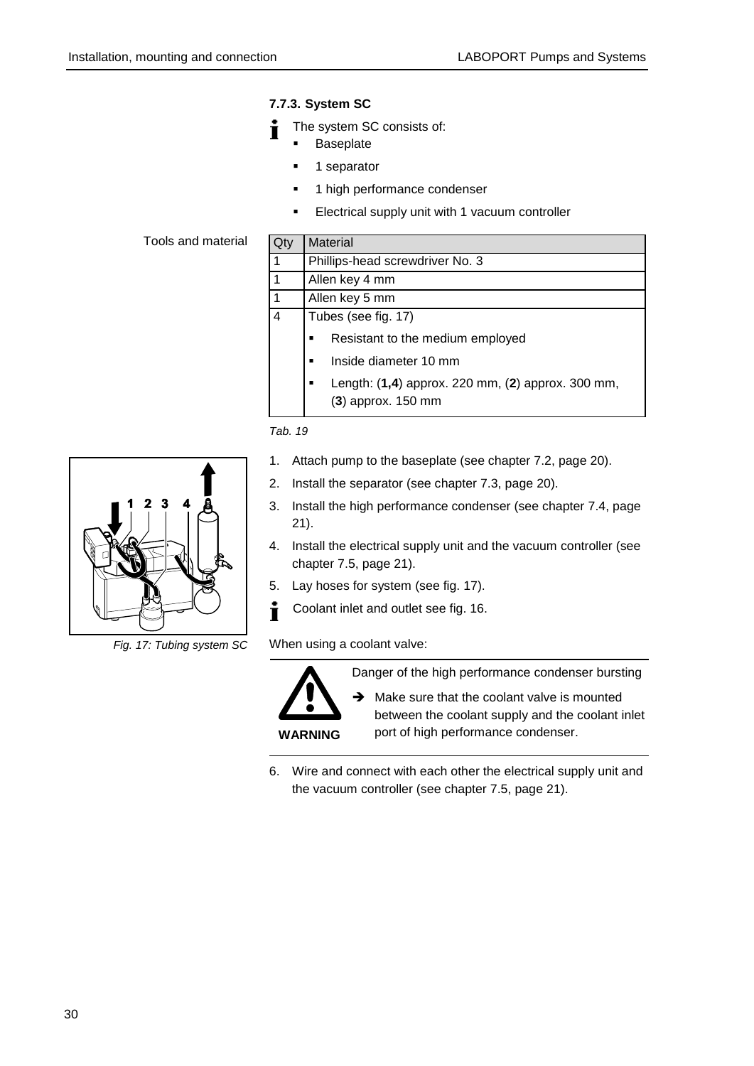### 7.7.3. System SC

The system SC consists of:

- Baseplate
- 1 separator
- 1 high performance condenser
- Electrical supply unit with 1 vacuum controller

Tools and material

| Qty | Material |
|---|---|
| 1 | Phillips-head screwdriver No. 3 |
| 1 | Allen key 4 mm |
| 1 | Allen key 5 mm |
| 4 | Tubes (see fig. 17)<br>▪ Resistant to the medium employed<br>▪ Inside diameter 10 mm<br>▪ Length: (**1,4**) approx. 220 mm, (**2**) approx. 300 mm, (**3**) approx. 150 mm |

*Tab. 19*

*Fig. 17: Tubing system SC*

1. Attach pump to the baseplate (see chapter 7.2, page 20).
2. Install the separator (see chapter 7.3, page 20).
3. Install the high performance condenser (see chapter 7.4, page 21).
4. Install the electrical supply unit and the vacuum controller (see chapter 7.5, page 21).
5. Lay hoses for system (see fig. 17).

Coolant inlet and outlet see fig. 16.

When using a coolant valve:

**WARNING**

Danger of the high performance condenser bursting

➔ Make sure that the coolant valve is mounted between the coolant supply and the coolant inlet port of high performance condenser.

6. Wire and connect with each other the electrical supply unit and the vacuum controller (see chapter 7.5, page 21).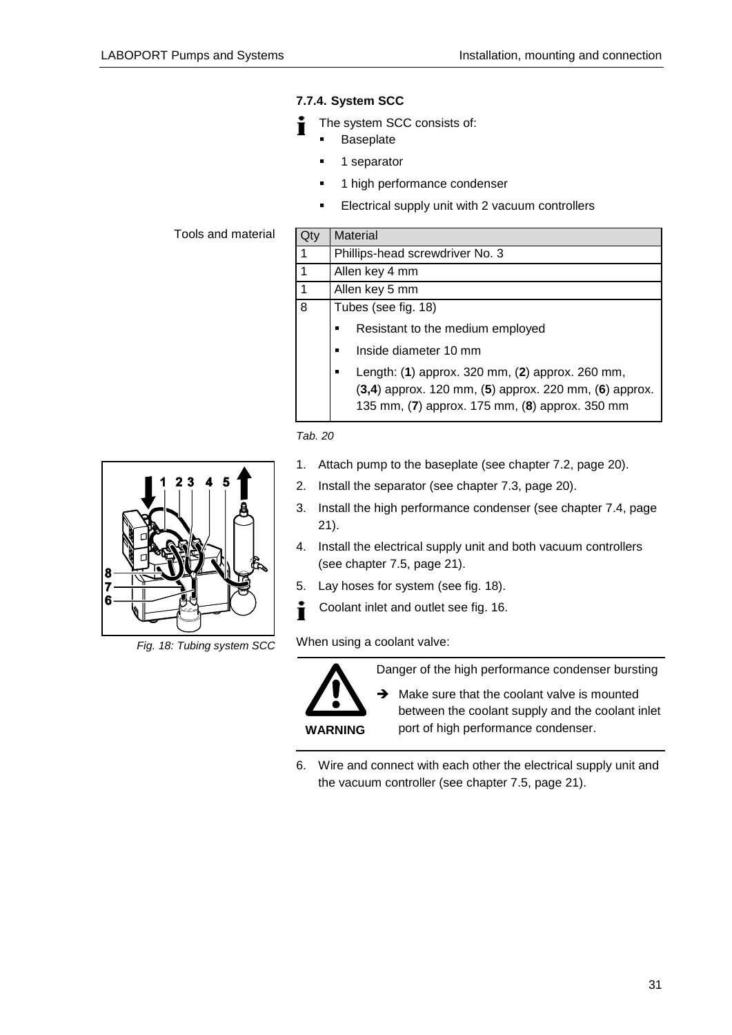### 7.7.4. System SCC

The system SCC consists of:

- Baseplate
- 1 separator
- 1 high performance condenser
- Electrical supply unit with 2 vacuum controllers

Tools and material

| Qty | Material |
|---|---|
| 1 | Phillips-head screwdriver No. 3 |
| 1 | Allen key 4 mm |
| 1 | Allen key 5 mm |
| 8 | Tubes (see fig. 18)<br>▪ Resistant to the medium employed<br>▪ Inside diameter 10 mm<br>▪ Length: (**1**) approx. 320 mm, (**2**) approx. 260 mm, (**3,4**) approx. 120 mm, (**5**) approx. 220 mm, (**6**) approx. 135 mm, (**7**) approx. 175 mm, (**8**) approx. 350 mm |

*Tab. 20*

*Fig. 18: Tubing system SCC*

1. Attach pump to the baseplate (see chapter 7.2, page 20).
2. Install the separator (see chapter 7.3, page 20).
3. Install the high performance condenser (see chapter 7.4, page 21).
4. Install the electrical supply unit and both vacuum controllers (see chapter 7.5, page 21).
5. Lay hoses for system (see fig. 18).

Coolant inlet and outlet see fig. 16.

When using a coolant valve:

**WARNING**

Danger of the high performance condenser bursting

➔ Make sure that the coolant valve is mounted between the coolant supply and the coolant inlet port of high performance condenser.

6. Wire and connect with each other the electrical supply unit and the vacuum controller (see chapter 7.5, page 21).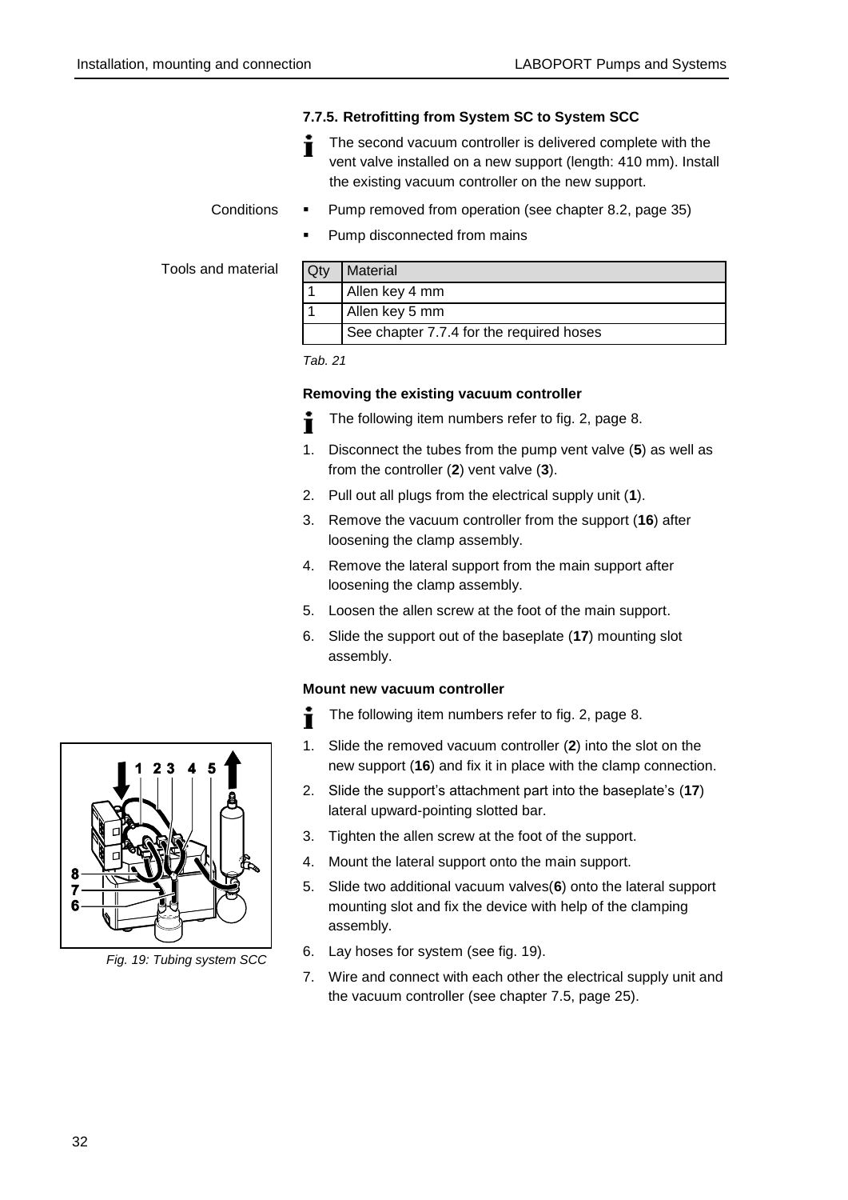### 7.7.5. Retrofitting from System SC to System SCC

The second vacuum controller is delivered complete with the vent valve installed on a new support (length: 410 mm). Install the existing vacuum controller on the new support.

Conditions

- Pump removed from operation (see chapter 8.2, page 35)
- Pump disconnected from mains

Tools and material

| Qty | Material |
|---|---|
| 1 | Allen key 4 mm |
| 1 | Allen key 5 mm |
| | See chapter 7.7.4 for the required hoses |

*Tab. 21*

**Removing the existing vacuum controller**

The following item numbers refer to fig. 2, page 8.

1. Disconnect the tubes from the pump vent valve (**5**) as well as from the controller (**2**) vent valve (**3**).
2. Pull out all plugs from the electrical supply unit (**1**).
3. Remove the vacuum controller from the support (**16**) after loosening the clamp assembly.
4. Remove the lateral support from the main support after loosening the clamp assembly.
5. Loosen the allen screw at the foot of the main support.
6. Slide the support out of the baseplate (**17**) mounting slot assembly.

**Mount new vacuum controller**

The following item numbers refer to fig. 2, page 8.

1. Slide the removed vacuum controller (**2**) into the slot on the new support (**16**) and fix it in place with the clamp connection.
2. Slide the support's attachment part into the baseplate's (**17**) lateral upward-pointing slotted bar.
3. Tighten the allen screw at the foot of the support.
4. Mount the lateral support onto the main support.
5. Slide two additional vacuum valves(**6**) onto the lateral support mounting slot and fix the device with help of the clamping assembly.
6. Lay hoses for system (see fig. 19).
7. Wire and connect with each other the electrical supply unit and the vacuum controller (see chapter 7.5, page 25).

*Fig. 19: Tubing system SCC*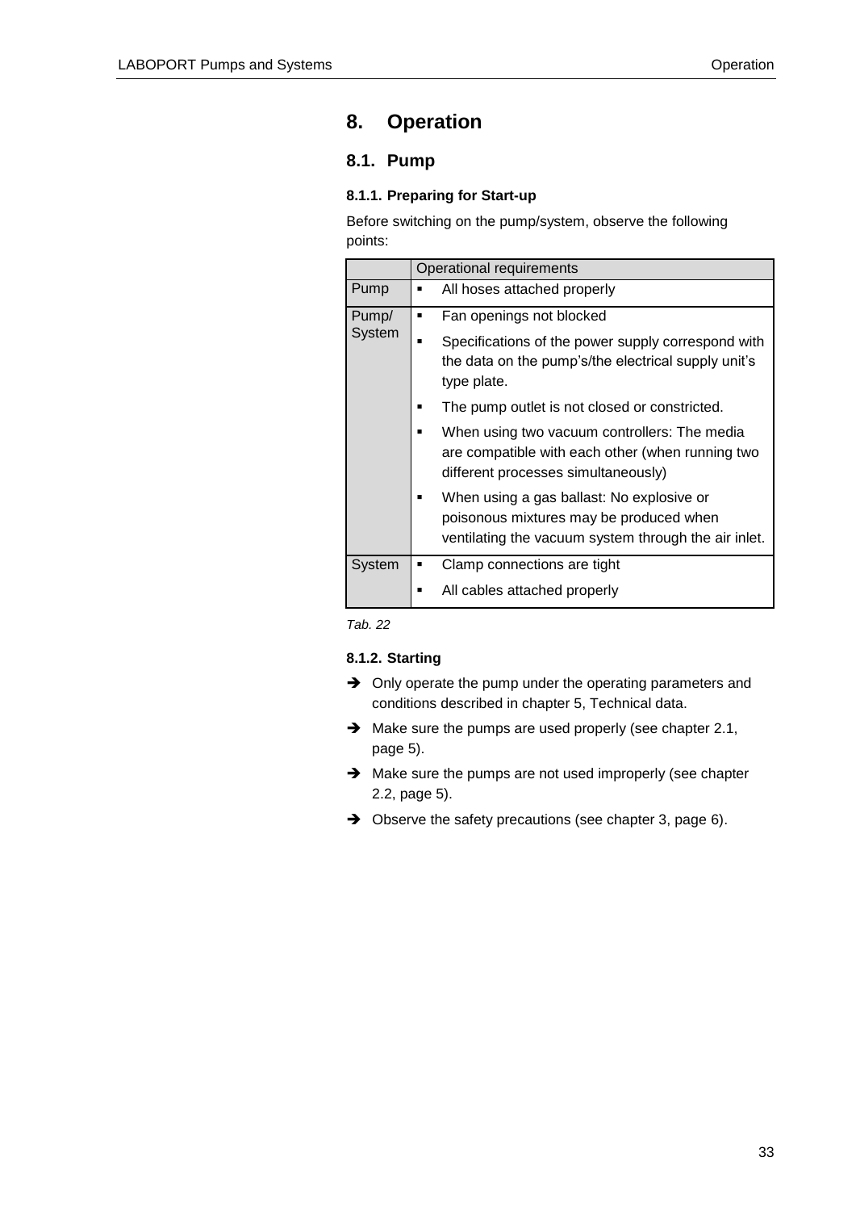# 8. Operation

## 8.1. Pump

### 8.1.1. Preparing for Start-up

Before switching on the pump/system, observe the following points:

| | Operational requirements |
|---|---|
| Pump | ▪ All hoses attached properly |
| Pump/ System | ▪ Fan openings not blocked<br>▪ Specifications of the power supply correspond with the data on the pump's/the electrical supply unit's type plate.<br>▪ The pump outlet is not closed or constricted.<br>▪ When using two vacuum controllers: The media are compatible with each other (when running two different processes simultaneously)<br>▪ When using a gas ballast: No explosive or poisonous mixtures may be produced when ventilating the vacuum system through the air inlet. |
| System | ▪ Clamp connections are tight<br>▪ All cables attached properly |

*Tab. 22*

### 8.1.2. Starting

➔ Only operate the pump under the operating parameters and conditions described in chapter 5, Technical data.

➔ Make sure the pumps are used properly (see chapter 2.1, page 5).

➔ Make sure the pumps are not used improperly (see chapter 2.2, page 5).

➔ Observe the safety precautions (see chapter 3, page 6).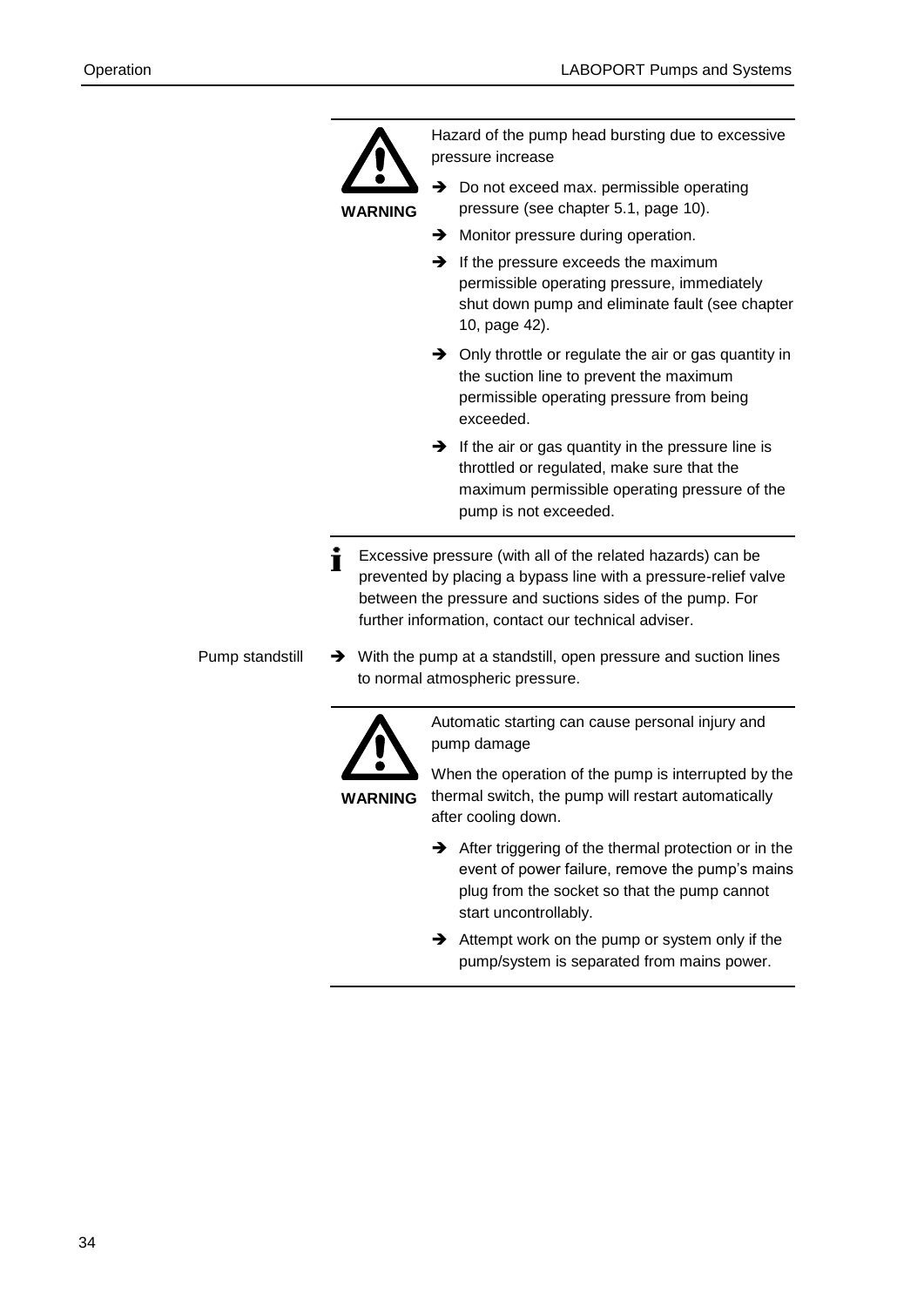**WARNING**

Hazard of the pump head bursting due to excessive pressure increase

- ➔ Do not exceed max. permissible operating pressure (see chapter 5.1, page 10).
- ➔ Monitor pressure during operation.
- ➔ If the pressure exceeds the maximum permissible operating pressure, immediately shut down pump and eliminate fault (see chapter 10, page 42).
- ➔ Only throttle or regulate the air or gas quantity in the suction line to prevent the maximum permissible operating pressure from being exceeded.
- ➔ If the air or gas quantity in the pressure line is throttled or regulated, make sure that the maximum permissible operating pressure of the pump is not exceeded.

**i** Excessive pressure (with all of the related hazards) can be prevented by placing a bypass line with a pressure-relief valve between the pressure and suctions sides of the pump. For further information, contact our technical adviser.

Pump standstill

- ➔ With the pump at a standstill, open pressure and suction lines to normal atmospheric pressure.

**WARNING**

Automatic starting can cause personal injury and pump damage

When the operation of the pump is interrupted by the thermal switch, the pump will restart automatically after cooling down.

- ➔ After triggering of the thermal protection or in the event of power failure, remove the pump's mains plug from the socket so that the pump cannot start uncontrollably.
- ➔ Attempt work on the pump or system only if the pump/system is separated from mains power.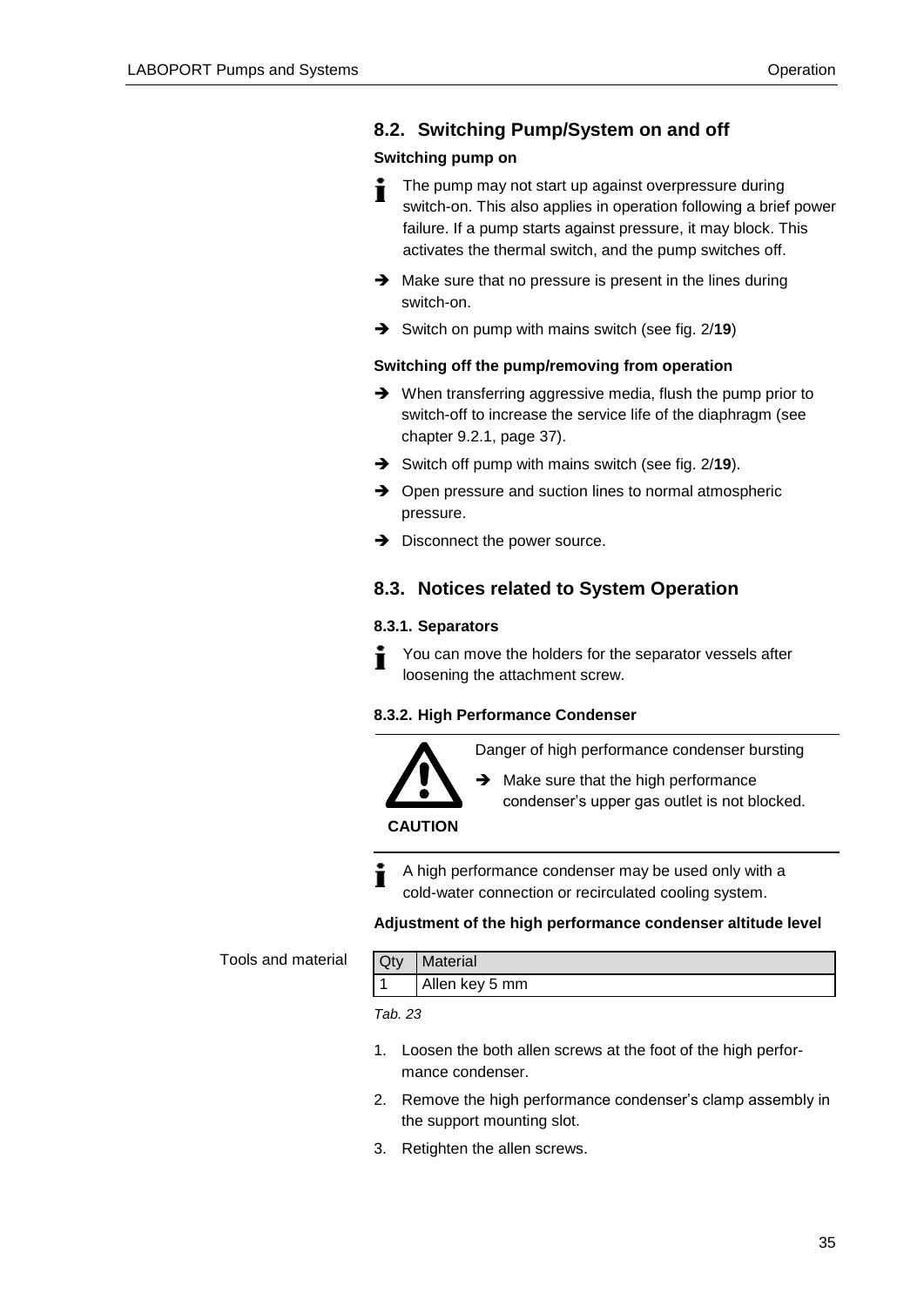## 8.2. Switching Pump/System on and off

**Switching pump on**

The pump may not start up against overpressure during switch-on. This also applies in operation following a brief power failure. If a pump starts against pressure, it may block. This activates the thermal switch, and the pump switches off.

- ➔ Make sure that no pressure is present in the lines during switch-on.
- ➔ Switch on pump with mains switch (see fig. 2/**19**)

**Switching off the pump/removing from operation**

- ➔ When transferring aggressive media, flush the pump prior to switch-off to increase the service life of the diaphragm (see chapter 9.2.1, page 37).
- ➔ Switch off pump with mains switch (see fig. 2/**19**).
- ➔ Open pressure and suction lines to normal atmospheric pressure.
- ➔ Disconnect the power source.

## 8.3. Notices related to System Operation

### 8.3.1. Separators

You can move the holders for the separator vessels after loosening the attachment screw.

### 8.3.2. High Performance Condenser

**CAUTION**

Danger of high performance condenser bursting

- ➔ Make sure that the high performance condenser's upper gas outlet is not blocked.

A high performance condenser may be used only with a cold-water connection or recirculated cooling system.

**Adjustment of the high performance condenser altitude level**

Tools and material

| Qty | Material |
| --- | --- |
| 1 | Allen key 5 mm |

*Tab. 23*

1. Loosen the both allen screws at the foot of the high performance condenser.
2. Remove the high performance condenser's clamp assembly in the support mounting slot.
3. Retighten the allen screws.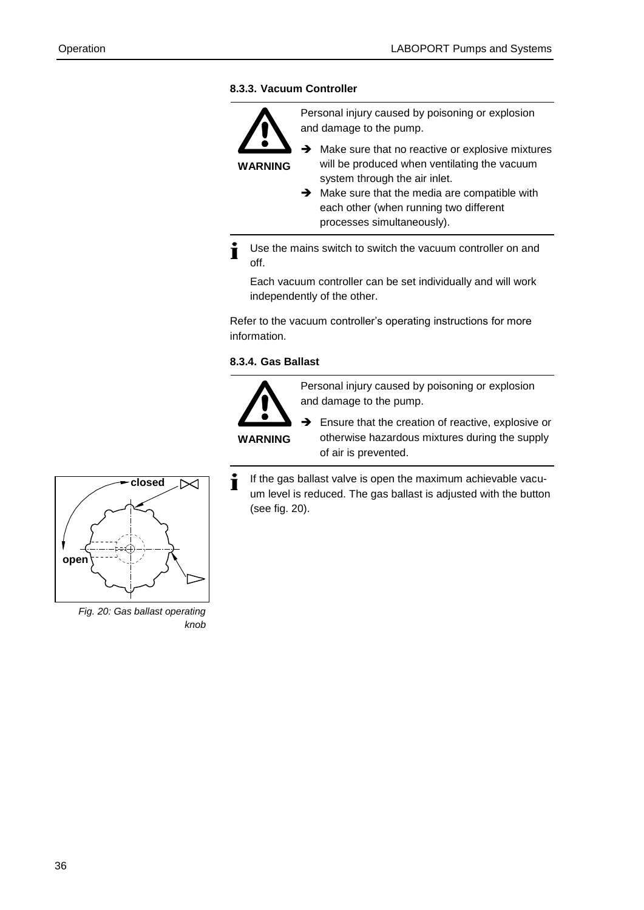#### 8.3.3. Vacuum Controller

**WARNING**

Personal injury caused by poisoning or explosion and damage to the pump.

- ➔ Make sure that no reactive or explosive mixtures will be produced when ventilating the vacuum system through the air inlet.
- ➔ Make sure that the media are compatible with each other (when running two different processes simultaneously).

Use the mains switch to switch the vacuum controller on and off.

Each vacuum controller can be set individually and will work independently of the other.

Refer to the vacuum controller's operating instructions for more information.

#### 8.3.4. Gas Ballast

**WARNING**

Personal injury caused by poisoning or explosion and damage to the pump.

- ➔ Ensure that the creation of reactive, explosive or otherwise hazardous mixtures during the supply of air is prevented.

If the gas ballast valve is open the maximum achievable vacuum level is reduced. The gas ballast is adjusted with the button (see fig. 20).

closed

open

*Fig. 20: Gas ballast operating knob*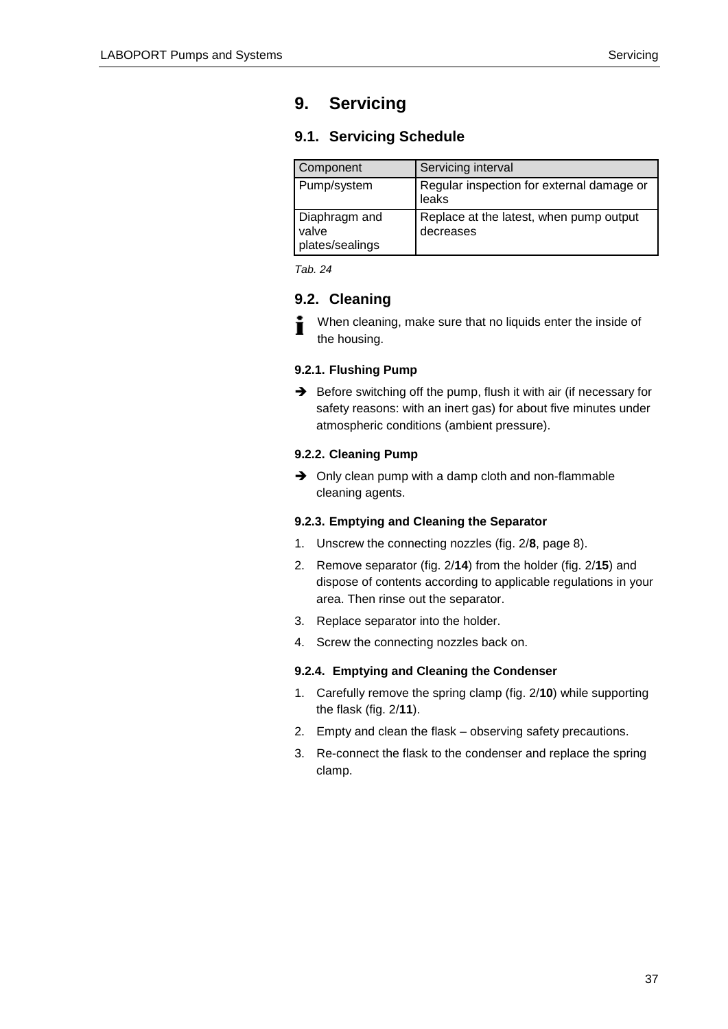# 9. Servicing

## 9.1. Servicing Schedule

| Component | Servicing interval |
|---|---|
| Pump/system | Regular inspection for external damage or leaks |
| Diaphragm and valve plates/sealings | Replace at the latest, when pump output decreases |

*Tab. 24*

## 9.2. Cleaning

When cleaning, make sure that no liquids enter the inside of the housing.

### 9.2.1. Flushing Pump

➔ Before switching off the pump, flush it with air (if necessary for safety reasons: with an inert gas) for about five minutes under atmospheric conditions (ambient pressure).

### 9.2.2. Cleaning Pump

➔ Only clean pump with a damp cloth and non-flammable cleaning agents.

### 9.2.3. Emptying and Cleaning the Separator

1. Unscrew the connecting nozzles (fig. 2/**8**, page 8).
2. Remove separator (fig. 2/**14**) from the holder (fig. 2/**15**) and dispose of contents according to applicable regulations in your area. Then rinse out the separator.
3. Replace separator into the holder.
4. Screw the connecting nozzles back on.

### 9.2.4. Emptying and Cleaning the Condenser

1. Carefully remove the spring clamp (fig. 2/**10**) while supporting the flask (fig. 2/**11**).
2. Empty and clean the flask – observing safety precautions.
3. Re-connect the flask to the condenser and replace the spring clamp.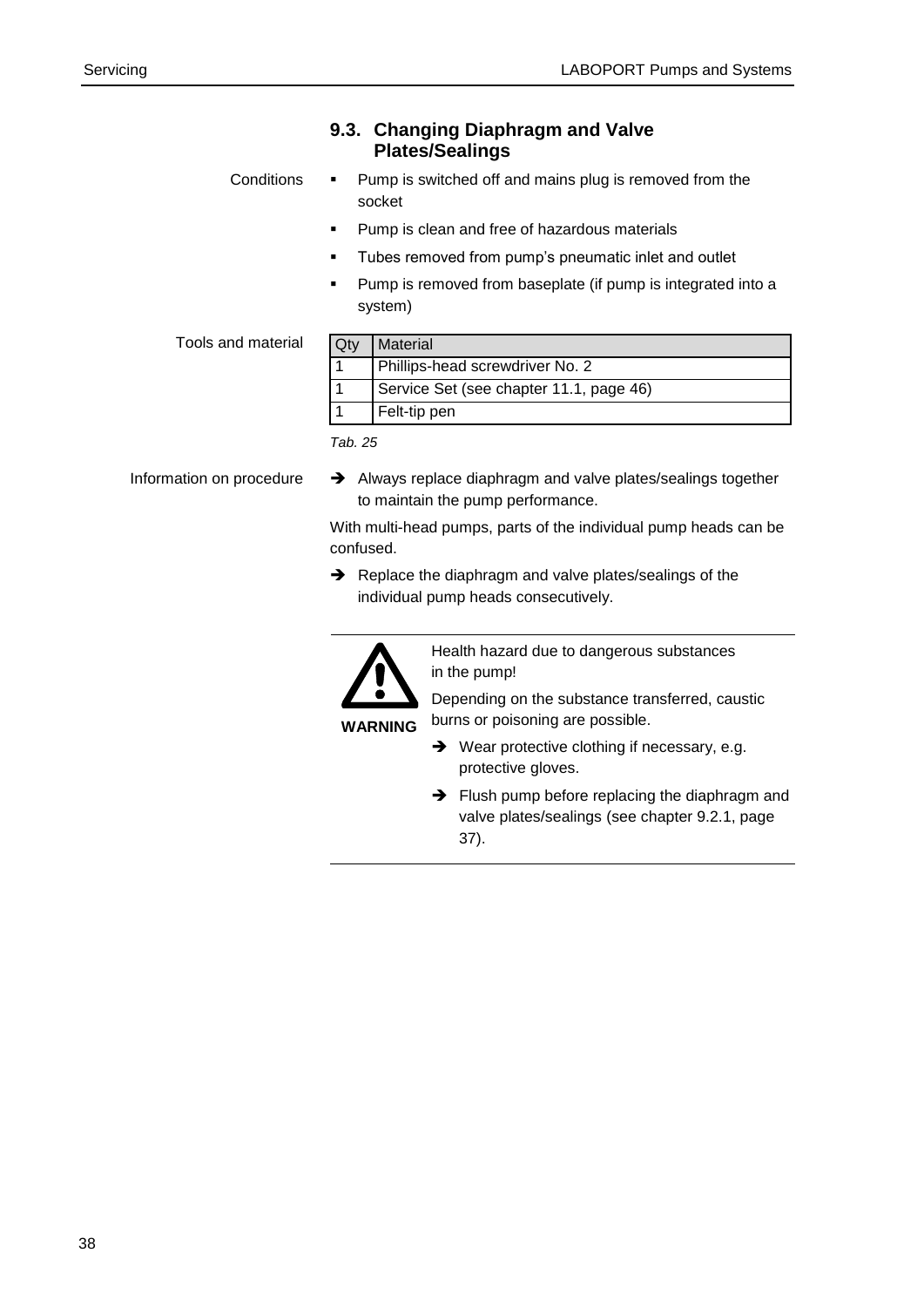## 9.3. Changing Diaphragm and Valve Plates/Sealings

Conditions

- Pump is switched off and mains plug is removed from the socket
- Pump is clean and free of hazardous materials
- Tubes removed from pump's pneumatic inlet and outlet
- Pump is removed from baseplate (if pump is integrated into a system)

Tools and material

| Qty | Material |
| --- | --- |
| 1 | Phillips-head screwdriver No. 2 |
| 1 | Service Set (see chapter 11.1, page 46) |
| 1 | Felt-tip pen |

*Tab. 25*

Information on procedure

➔ Always replace diaphragm and valve plates/sealings together to maintain the pump performance.

With multi-head pumps, parts of the individual pump heads can be confused.

➔ Replace the diaphragm and valve plates/sealings of the individual pump heads consecutively.

---

**WARNING**

Health hazard due to dangerous substances in the pump!

Depending on the substance transferred, caustic burns or poisoning are possible.

➔ Wear protective clothing if necessary, e.g. protective gloves.

➔ Flush pump before replacing the diaphragm and valve plates/sealings (see chapter 9.2.1, page 37).

---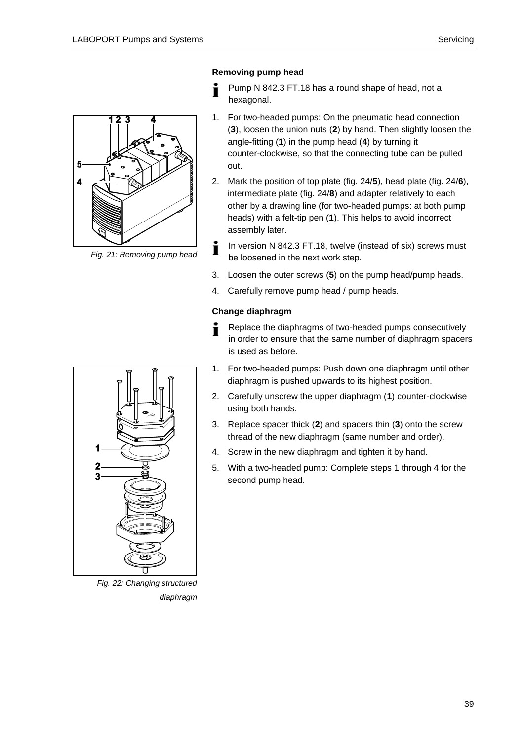**Removing pump head**

ℹ Pump N 842.3 FT.18 has a round shape of head, not a hexagonal.

1. For two-headed pumps: On the pneumatic head connection (**3**), loosen the union nuts (**2**) by hand. Then slightly loosen the angle-fitting (**1**) in the pump head (**4**) by turning it counter-clockwise, so that the connecting tube can be pulled out.
2. Mark the position of top plate (fig. 24/**5**), head plate (fig. 24/**6**), intermediate plate (fig. 24/**8**) and adapter relatively to each other by a drawing line (for two-headed pumps: at both pump heads) with a felt-tip pen (**1**). This helps to avoid incorrect assembly later.

ℹ In version N 842.3 FT.18, twelve (instead of six) screws must be loosened in the next work step.

3. Loosen the outer screws (**5**) on the pump head/pump heads.
4. Carefully remove pump head / pump heads.

*Fig. 21: Removing pump head*

**Change diaphragm**

ℹ Replace the diaphragms of two-headed pumps consecutively in order to ensure that the same number of diaphragm spacers is used as before.

1. For two-headed pumps: Push down one diaphragm until other diaphragm is pushed upwards to its highest position.
2. Carefully unscrew the upper diaphragm (**1**) counter-clockwise using both hands.
3. Replace spacer thick (**2**) and spacers thin (**3**) onto the screw thread of the new diaphragm (same number and order).
4. Screw in the new diaphragm and tighten it by hand.
5. With a two-headed pump: Complete steps 1 through 4 for the second pump head.

*Fig. 22: Changing structured diaphragm*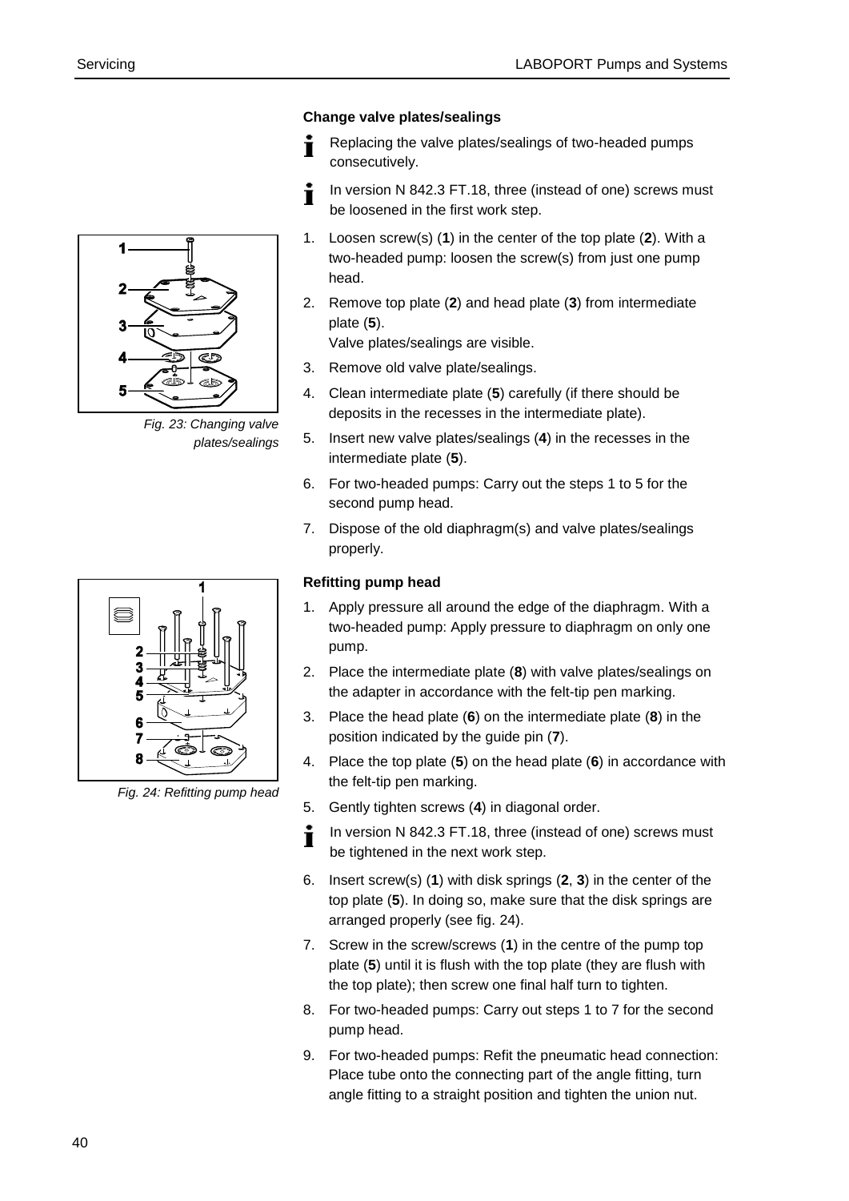### Change valve plates/sealings

Replacing the valve plates/sealings of two-headed pumps consecutively.

In version N 842.3 FT.18, three (instead of one) screws must be loosened in the first work step.

1. Loosen screw(s) (**1**) in the center of the top plate (**2**). With a two-headed pump: loosen the screw(s) from just one pump head.
2. Remove top plate (**2**) and head plate (**3**) from intermediate plate (**5**).
   Valve plates/sealings are visible.
3. Remove old valve plate/sealings.
4. Clean intermediate plate (**5**) carefully (if there should be deposits in the recesses in the intermediate plate).
5. Insert new valve plates/sealings (**4**) in the recesses in the intermediate plate (**5**).
6. For two-headed pumps: Carry out the steps 1 to 5 for the second pump head.
7. Dispose of the old diaphragm(s) and valve plates/sealings properly.

*Fig. 23: Changing valve plates/sealings*

### Refitting pump head

1. Apply pressure all around the edge of the diaphragm. With a two-headed pump: Apply pressure to diaphragm on only one pump.
2. Place the intermediate plate (**8**) with valve plates/sealings on the adapter in accordance with the felt-tip pen marking.
3. Place the head plate (**6**) on the intermediate plate (**8**) in the position indicated by the guide pin (**7**).
4. Place the top plate (**5**) on the head plate (**6**) in accordance with the felt-tip pen marking.
5. Gently tighten screws (**4**) in diagonal order.

   In version N 842.3 FT.18, three (instead of one) screws must be tightened in the next work step.

6. Insert screw(s) (**1**) with disk springs (**2**, **3**) in the center of the top plate (**5**). In doing so, make sure that the disk springs are arranged properly (see fig. 24).
7. Screw in the screw/screws (**1**) in the centre of the pump top plate (**5**) until it is flush with the top plate (they are flush with the top plate); then screw one final half turn to tighten.
8. For two-headed pumps: Carry out steps 1 to 7 for the second pump head.
9. For two-headed pumps: Refit the pneumatic head connection: Place tube onto the connecting part of the angle fitting, turn angle fitting to a straight position and tighten the union nut.

*Fig. 24: Refitting pump head*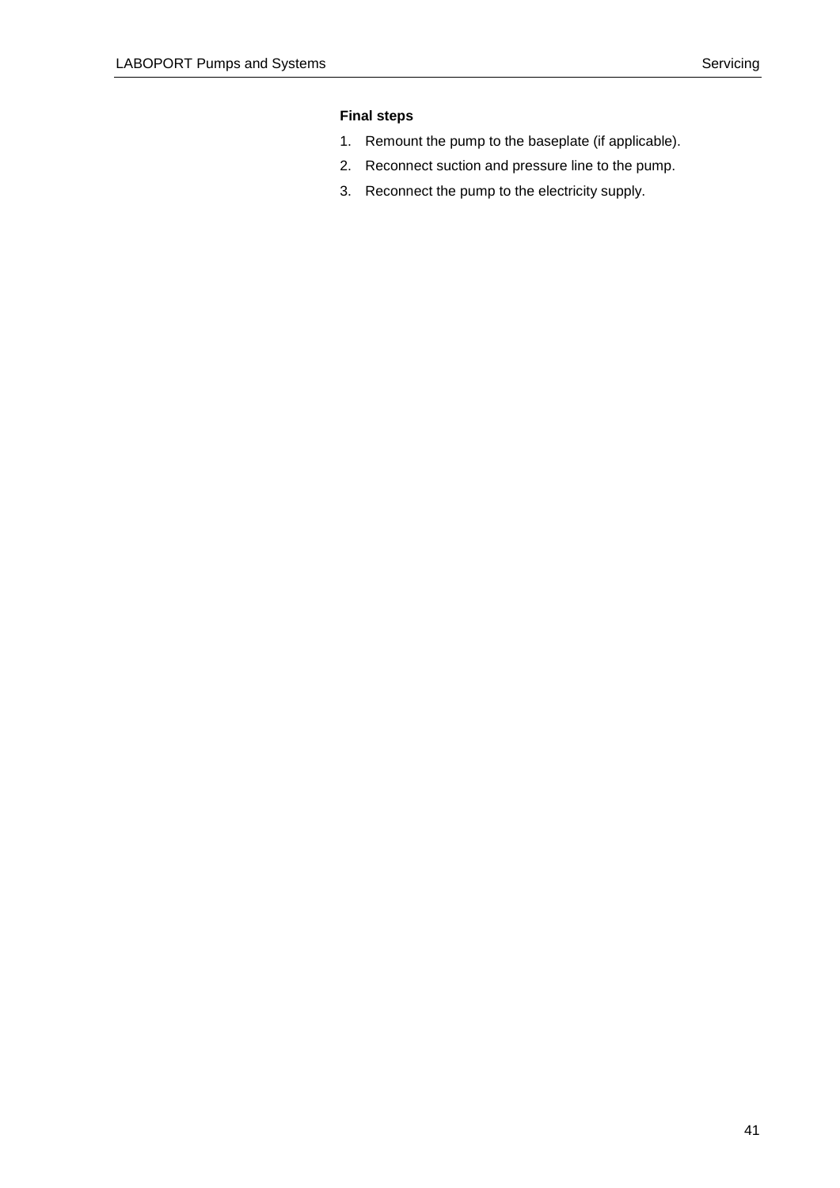**Final steps**

1. Remount the pump to the baseplate (if applicable).
2. Reconnect suction and pressure line to the pump.
3. Reconnect the pump to the electricity supply.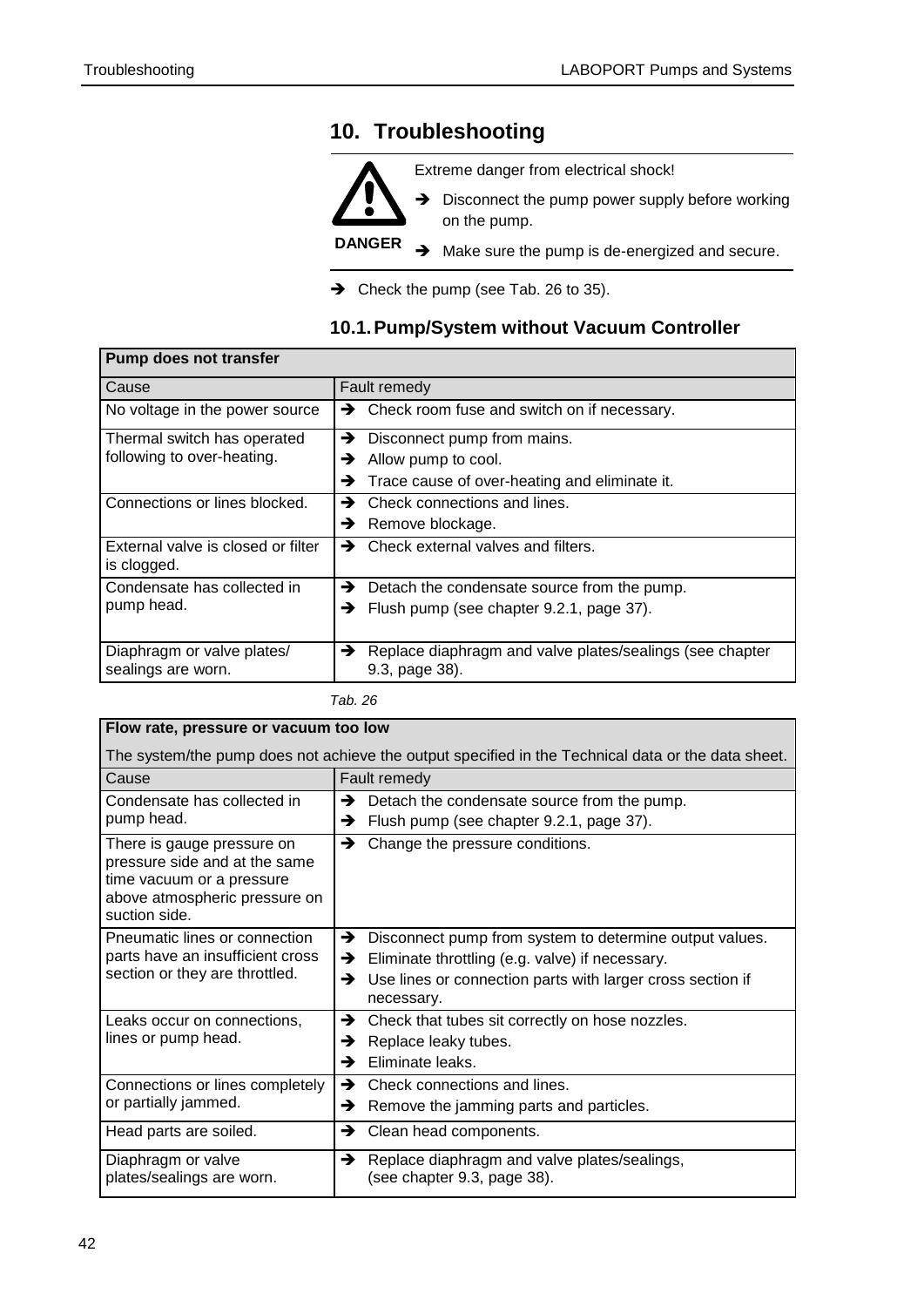# 10. Troubleshooting

**DANGER**

Extreme danger from electrical shock!

- ➔ Disconnect the pump power supply before working on the pump.
- ➔ Make sure the pump is de-energized and secure.

➔ Check the pump (see Tab. 26 to 35).

## 10.1. Pump/System without Vacuum Controller

| **Pump does not transfer** | |
|---|---|
| Cause | Fault remedy |
| No voltage in the power source | ➔ Check room fuse and switch on if necessary. |
| Thermal switch has operated following to over-heating. | ➔ Disconnect pump from mains.<br>➔ Allow pump to cool.<br>➔ Trace cause of over-heating and eliminate it. |
| Connections or lines blocked. | ➔ Check connections and lines.<br>➔ Remove blockage. |
| External valve is closed or filter is clogged. | ➔ Check external valves and filters. |
| Condensate has collected in pump head. | ➔ Detach the condensate source from the pump.<br>➔ Flush pump (see chapter 9.2.1, page 37). |
| Diaphragm or valve plates/ sealings are worn. | ➔ Replace diaphragm and valve plates/sealings (see chapter 9.3, page 38). |

*Tab. 26*

| **Flow rate, pressure or vacuum too low**<br>The system/the pump does not achieve the output specified in the Technical data or the data sheet. | |
|---|---|
| Cause | Fault remedy |
| Condensate has collected in pump head. | ➔ Detach the condensate source from the pump.<br>➔ Flush pump (see chapter 9.2.1, page 37). |
| There is gauge pressure on pressure side and at the same time vacuum or a pressure above atmospheric pressure on suction side. | ➔ Change the pressure conditions. |
| Pneumatic lines or connection parts have an insufficient cross section or they are throttled. | ➔ Disconnect pump from system to determine output values.<br>➔ Eliminate throttling (e.g. valve) if necessary.<br>➔ Use lines or connection parts with larger cross section if necessary. |
| Leaks occur on connections, lines or pump head. | ➔ Check that tubes sit correctly on hose nozzles.<br>➔ Replace leaky tubes.<br>➔ Eliminate leaks. |
| Connections or lines completely or partially jammed. | ➔ Check connections and lines.<br>➔ Remove the jamming parts and particles. |
| Head parts are soiled. | ➔ Clean head components. |
| Diaphragm or valve plates/sealings are worn. | ➔ Replace diaphragm and valve plates/sealings, (see chapter 9.3, page 38). |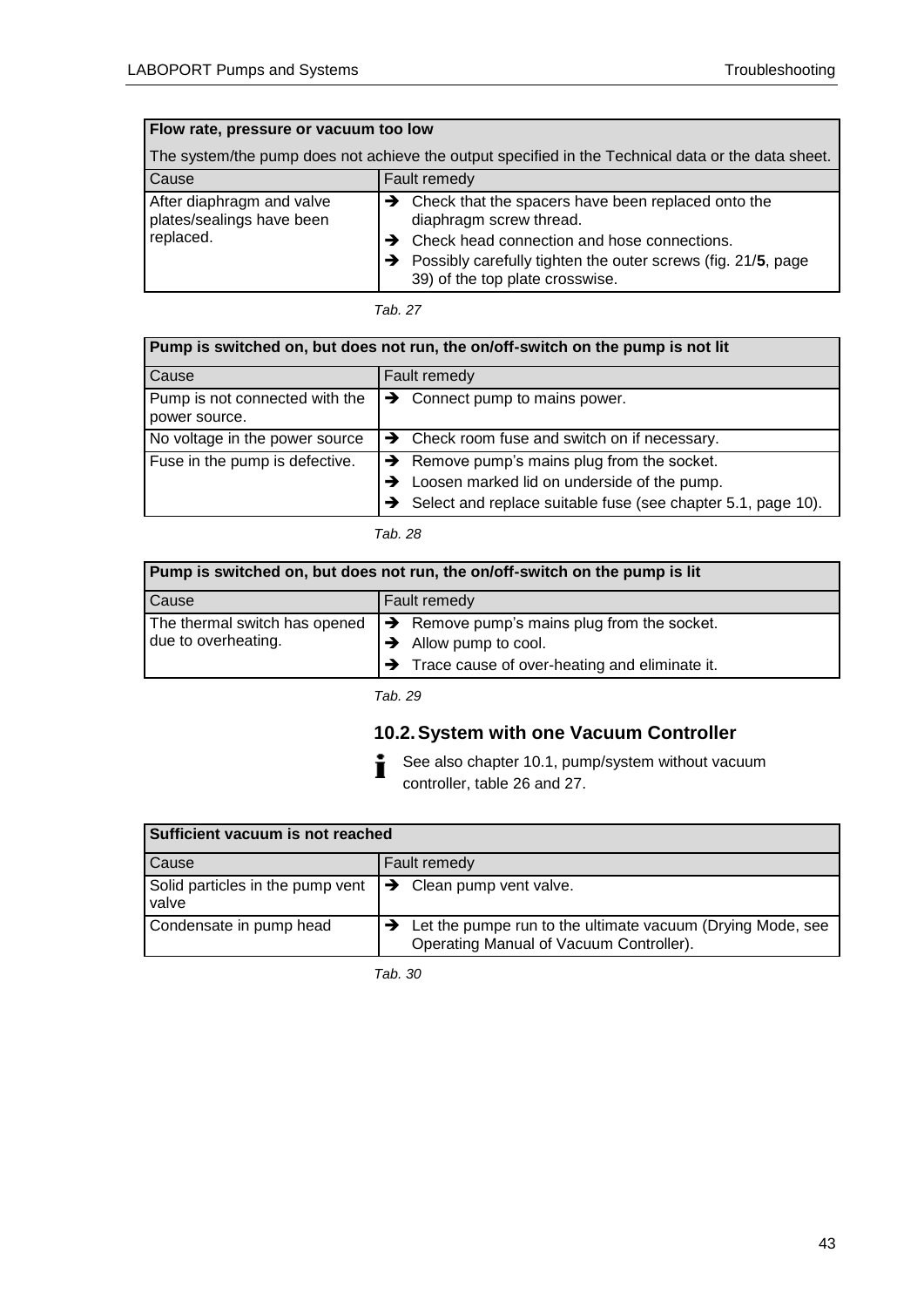| **Flow rate, pressure or vacuum too low** | |
|---|---|
| The system/the pump does not achieve the output specified in the Technical data or the data sheet. | |
| Cause | Fault remedy |
| After diaphragm and valve plates/sealings have been replaced. | ➔ Check that the spacers have been replaced onto the diaphragm screw thread.<br>➔ Check head connection and hose connections.<br>➔ Possibly carefully tighten the outer screws (fig. 21/**5**, page 39) of the top plate crosswise. |

*Tab. 27*

| **Pump is switched on, but does not run, the on/off-switch on the pump is not lit** | |
|---|---|
| Cause | Fault remedy |
| Pump is not connected with the power source. | ➔ Connect pump to mains power. |
| No voltage in the power source | ➔ Check room fuse and switch on if necessary. |
| Fuse in the pump is defective. | ➔ Remove pump's mains plug from the socket.<br>➔ Loosen marked lid on underside of the pump.<br>➔ Select and replace suitable fuse (see chapter 5.1, page 10). |

*Tab. 28*

| **Pump is switched on, but does not run, the on/off-switch on the pump is lit** | |
|---|---|
| Cause | Fault remedy |
| The thermal switch has opened due to overheating. | ➔ Remove pump's mains plug from the socket.<br>➔ Allow pump to cool.<br>➔ Trace cause of over-heating and eliminate it. |

*Tab. 29*

## 10.2. System with one Vacuum Controller

See also chapter 10.1, pump/system without vacuum controller, table 26 and 27.

| **Sufficient vacuum is not reached** | |
|---|---|
| Cause | Fault remedy |
| Solid particles in the pump vent valve | ➔ Clean pump vent valve. |
| Condensate in pump head | ➔ Let the pumpe run to the ultimate vacuum (Drying Mode, see Operating Manual of Vacuum Controller). |

*Tab. 30*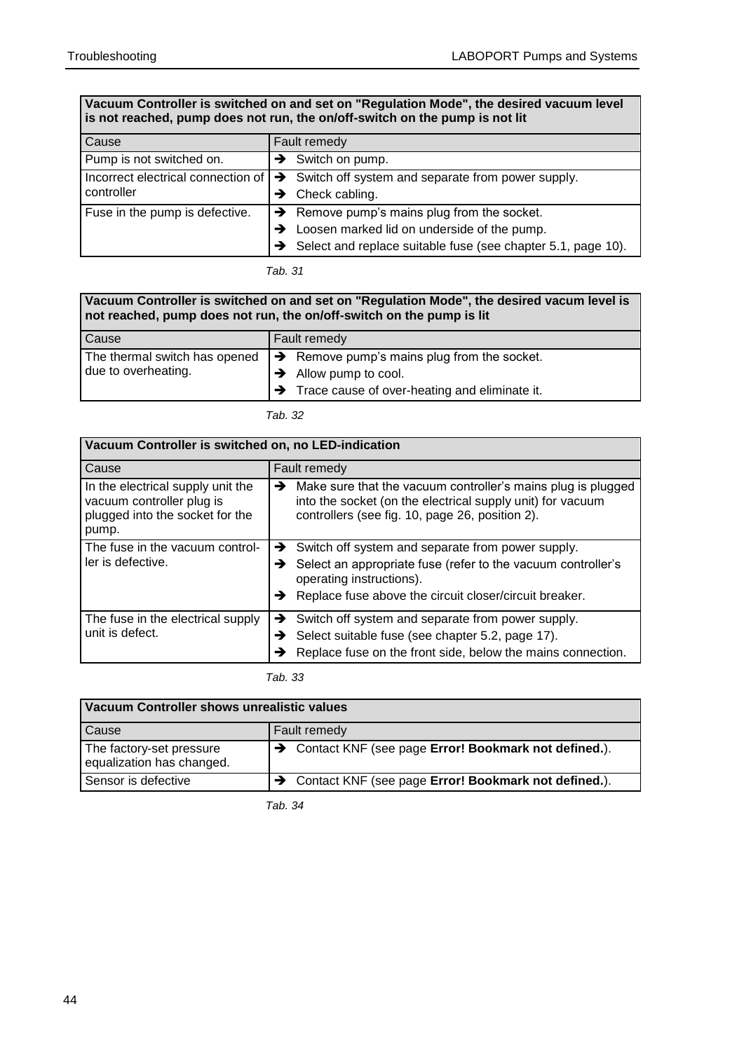| Vacuum Controller is switched on and set on "Regulation Mode", the desired vacuum level is not reached, pump does not run, the on/off-switch on the pump is not lit | |
|---|---|
| Cause | Fault remedy |
| Pump is not switched on. | ➔ Switch on pump. |
| Incorrect electrical connection of controller | ➔ Switch off system and separate from power supply.<br>➔ Check cabling. |
| Fuse in the pump is defective. | ➔ Remove pump's mains plug from the socket.<br>➔ Loosen marked lid on underside of the pump.<br>➔ Select and replace suitable fuse (see chapter 5.1, page 10). |

*Tab. 31*

| Vacuum Controller is switched on and set on "Regulation Mode", the desired vacum level is not reached, pump does not run, the on/off-switch on the pump is lit | |
|---|---|
| Cause | Fault remedy |
| The thermal switch has opened due to overheating. | ➔ Remove pump's mains plug from the socket.<br>➔ Allow pump to cool.<br>➔ Trace cause of over-heating and eliminate it. |

*Tab. 32*

| Vacuum Controller is switched on, no LED-indication | |
|---|---|
| Cause | Fault remedy |
| In the electrical supply unit the vacuum controller plug is plugged into the socket for the pump. | ➔ Make sure that the vacuum controller's mains plug is plugged into the socket (on the electrical supply unit) for vacuum controllers (see fig. 10, page 26, position 2). |
| The fuse in the vacuum control-ler is defective. | ➔ Switch off system and separate from power supply.<br>➔ Select an appropriate fuse (refer to the vacuum controller's operating instructions).<br>➔ Replace fuse above the circuit closer/circuit breaker. |
| The fuse in the electrical supply unit is defect. | ➔ Switch off system and separate from power supply.<br>➔ Select suitable fuse (see chapter 5.2, page 17).<br>➔ Replace fuse on the front side, below the mains connection. |

*Tab. 33*

| Vacuum Controller shows unrealistic values | |
|---|---|
| Cause | Fault remedy |
| The factory-set pressure equalization has changed. | ➔ Contact KNF (see page **Error! Bookmark not defined.**). |
| Sensor is defective | ➔ Contact KNF (see page **Error! Bookmark not defined.**). |

*Tab. 34*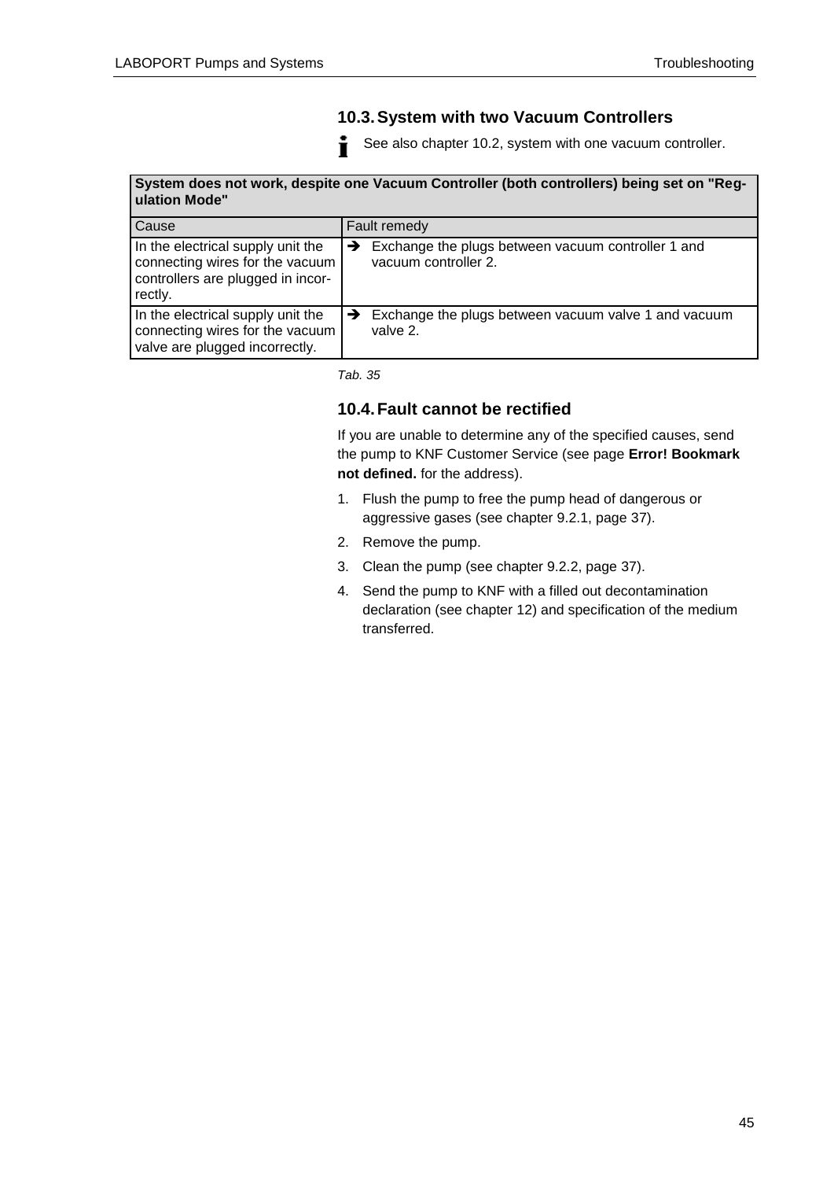## 10.3. System with two Vacuum Controllers

See also chapter 10.2, system with one vacuum controller.

| System does not work, despite one Vacuum Controller (both controllers) being set on "Regulation Mode" | |
|---|---|
| Cause | Fault remedy |
| In the electrical supply unit the connecting wires for the vacuum controllers are plugged in incorrectly. | ➔ Exchange the plugs between vacuum controller 1 and vacuum controller 2. |
| In the electrical supply unit the connecting wires for the vacuum valve are plugged incorrectly. | ➔ Exchange the plugs between vacuum valve 1 and vacuum valve 2. |

*Tab. 35*

## 10.4. Fault cannot be rectified

If you are unable to determine any of the specified causes, send the pump to KNF Customer Service (see page **Error! Bookmark not defined.** for the address).

1. Flush the pump to free the pump head of dangerous or aggressive gases (see chapter 9.2.1, page 37).
2. Remove the pump.
3. Clean the pump (see chapter 9.2.2, page 37).
4. Send the pump to KNF with a filled out decontamination declaration (see chapter 12) and specification of the medium transferred.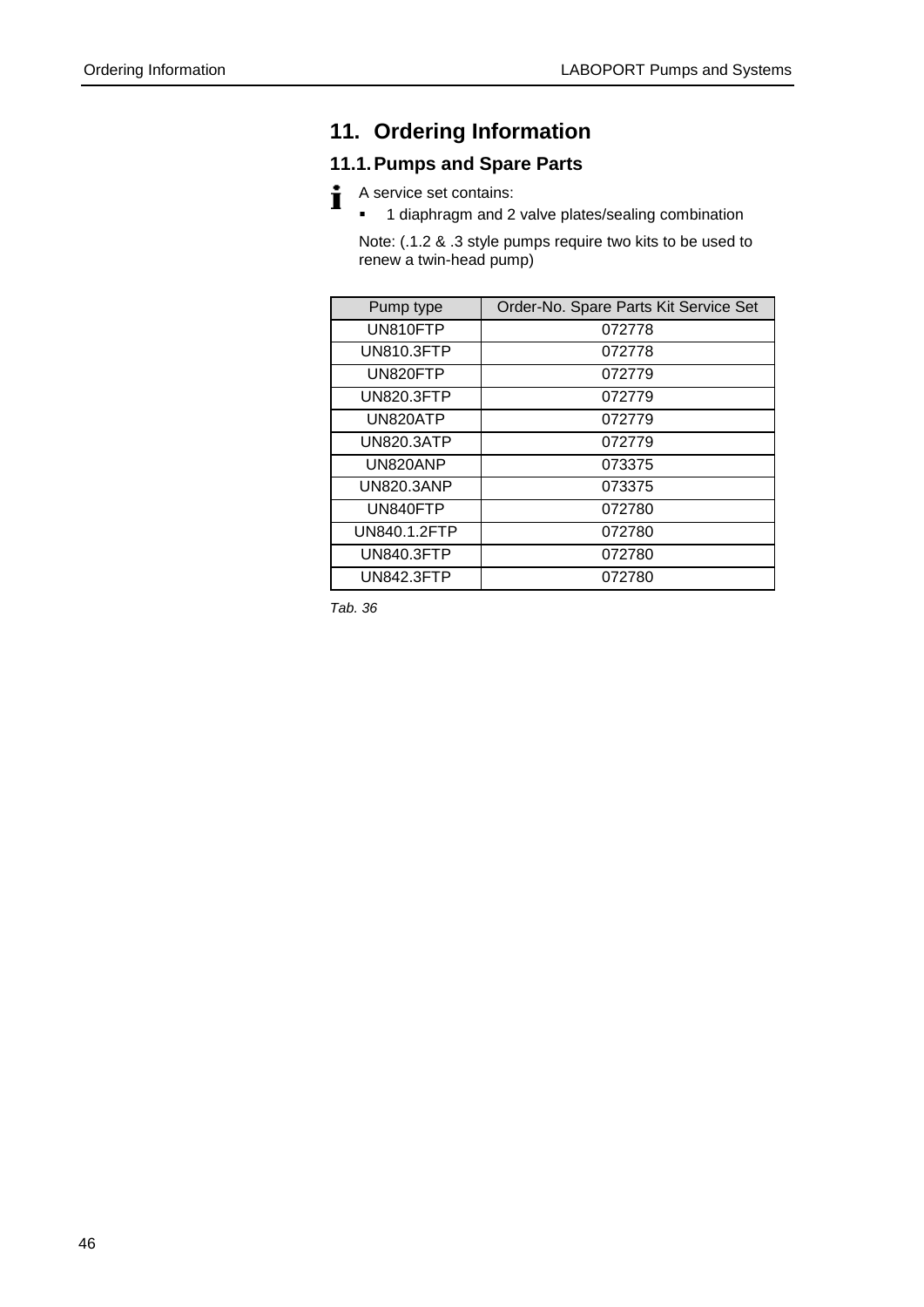# 11. Ordering Information

## 11.1. Pumps and Spare Parts

A service set contains:

- 1 diaphragm and 2 valve plates/sealing combination

Note: (.1.2 & .3 style pumps require two kits to be used to renew a twin-head pump)

| Pump type | Order-No. Spare Parts Kit Service Set |
|---|---|
| UN810FTP | 072778 |
| UN810.3FTP | 072778 |
| UN820FTP | 072779 |
| UN820.3FTP | 072779 |
| UN820ATP | 072779 |
| UN820.3ATP | 072779 |
| UN820ANP | 073375 |
| UN820.3ANP | 073375 |
| UN840FTP | 072780 |
| UN840.1.2FTP | 072780 |
| UN840.3FTP | 072780 |
| UN842.3FTP | 072780 |

*Tab. 36*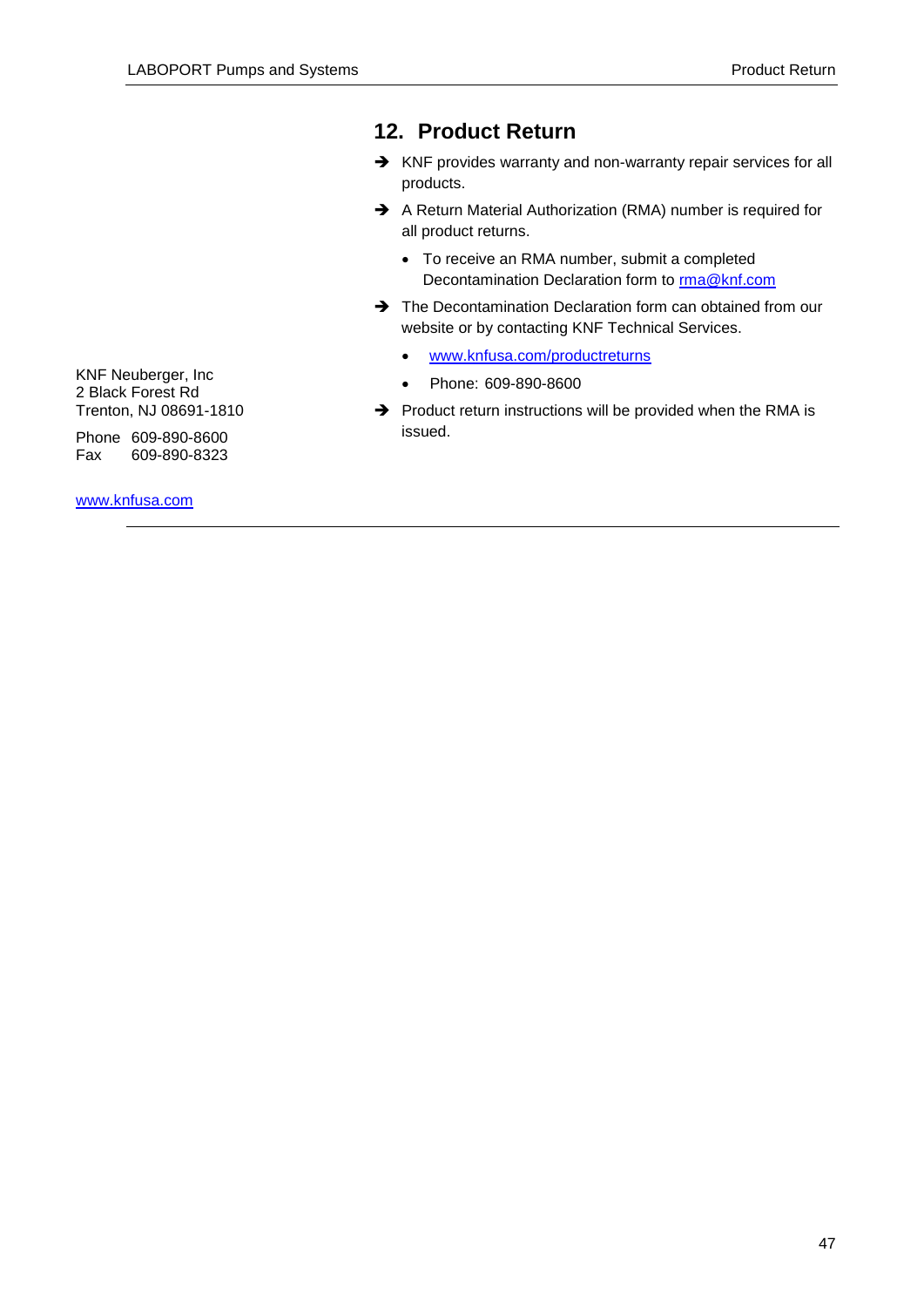## 12. Product Return

- KNF provides warranty and non-warranty repair services for all products.
- A Return Material Authorization (RMA) number is required for all product returns.
  - To receive an RMA number, submit a completed Decontamination Declaration form to rma@knf.com
- The Decontamination Declaration form can obtained from our website or by contacting KNF Technical Services.
  - www.knfusa.com/productreturns
  - Phone: 609-890-8600
- Product return instructions will be provided when the RMA is issued.

KNF Neuberger, Inc
2 Black Forest Rd
Trenton, NJ 08691-1810

Phone 609-890-8600
Fax 609-890-8323

www.knfusa.com